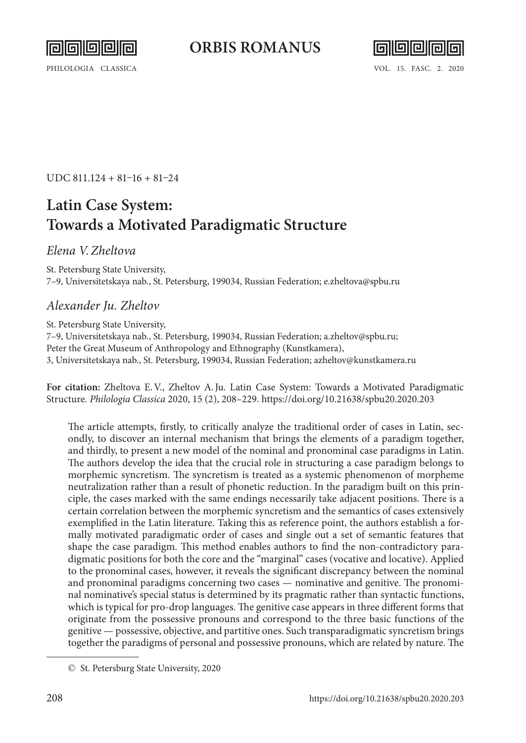UDC 811.124 + 81−16 + 81−24

# Latin Case System: Towards a Motivated Paradigmatic Structure

*Elena V. Zheltova*

St. Petersburg State University,
7–9, Universitetskaya nab., St. Petersburg, 199034, Russian Federation; e.zheltova@spbu.ru

*Alexander Ju. Zheltov*

St. Petersburg State University,
7–9, Universitetskaya nab., St. Petersburg, 199034, Russian Federation; a.zheltov@spbu.ru;
Peter the Great Museum of Anthropology and Ethnography (Kunstkamera),
3, Universitetskaya nab., St. Petersburg, 199034, Russian Federation; azheltov@kunstkamera.ru

**For citation:** Zheltova E. V., Zheltov A. Ju. Latin Case System: Towards a Motivated Paradigmatic Structure. *Philologia Classica* 2020, 15 (2), 208–229. https://doi.org/10.21638/spbu20.2020.203

The article attempts, firstly, to critically analyze the traditional order of cases in Latin, secondly, to discover an internal mechanism that brings the elements of a paradigm together, and thirdly, to present a new model of the nominal and pronominal case paradigms in Latin. The authors develop the idea that the crucial role in structuring a case paradigm belongs to morphemic syncretism. The syncretism is treated as a systemic phenomenon of morpheme neutralization rather than a result of phonetic reduction. In the paradigm built on this principle, the cases marked with the same endings necessarily take adjacent positions. There is a certain correlation between the morphemic syncretism and the semantics of cases extensively exemplified in the Latin literature. Taking this as reference point, the authors establish a formally motivated paradigmatic order of cases and single out a set of semantic features that shape the case paradigm. This method enables authors to find the non-contradictory paradigmatic positions for both the core and the "marginal" cases (vocative and locative). Applied to the pronominal cases, however, it reveals the significant discrepancy between the nominal and pronominal paradigms concerning two cases — nominative and genitive. The pronominal nominative's special status is determined by its pragmatic rather than syntactic functions, which is typical for pro-drop languages. The genitive case appears in three different forms that originate from the possessive pronouns and correspond to the three basic functions of the genitive — possessive, objective, and partitive ones. Such transparadigmatic syncretism brings together the paradigms of personal and possessive pronouns, which are related by nature. The

© St. Petersburg State University, 2020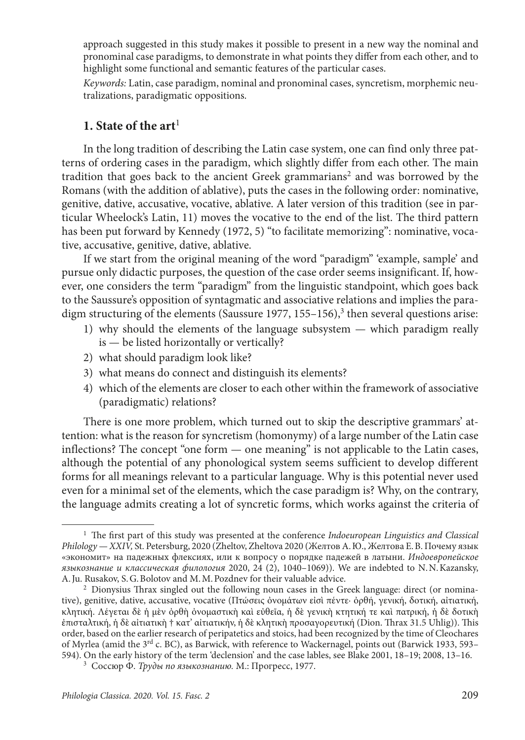approach suggested in this study makes it possible to present in a new way the nominal and pronominal case paradigms, to demonstrate in what points they differ from each other, and to highlight some functional and semantic features of the particular cases.

*Keywords:* Latin, case paradigm, nominal and pronominal cases, syncretism, morphemic neutralizations, paradigmatic oppositions.

## 1. State of the art[1]

In the long tradition of describing the Latin case system, one can find only three patterns of ordering cases in the paradigm, which slightly differ from each other. The main tradition that goes back to the ancient Greek grammarians[2] and was borrowed by the Romans (with the addition of ablative), puts the cases in the following order: nominative, genitive, dative, accusative, vocative, ablative. A later version of this tradition (see in particular Wheelock's Latin, 11) moves the vocative to the end of the list. The third pattern has been put forward by Kennedy (1972, 5) "to facilitate memorizing": nominative, vocative, accusative, genitive, dative, ablative.

If we start from the original meaning of the word "paradigm" 'example, sample' and pursue only didactic purposes, the question of the case order seems insignificant. If, however, one considers the term "paradigm" from the linguistic standpoint, which goes back to the Saussure's opposition of syntagmatic and associative relations and implies the paradigm structuring of the elements (Saussure 1977, 155–156),[3] then several questions arise:

1) why should the elements of the language subsystem — which paradigm really is — be listed horizontally or vertically?
2) what should paradigm look like?
3) what means do connect and distinguish its elements?
4) which of the elements are closer to each other within the framework of associative (paradigmatic) relations?

There is one more problem, which turned out to skip the descriptive grammars' attention: what is the reason for syncretism (homonymy) of a large number of the Latin case inflections? The concept "one form — one meaning" is not applicable to the Latin cases, although the potential of any phonological system seems sufficient to develop different forms for all meanings relevant to a particular language. Why is this potential never used even for a minimal set of the elements, which the case paradigm is? Why, on the contrary, the language admits creating a lot of syncretic forms, which works against the criteria of

---

[1] The first part of this study was presented at the conference *Indoeuropean Linguistics and Classical Philology — XXIV*, St. Petersburg, 2020 (Zheltov, Zheltova 2020 (Желтов А. Ю., Желтова Е. В. Почему язык «экономит» на падежных флексиях, или к вопросу о порядке падежей в латыни. *Индоевропейское языкознание и классическая филология* 2020, 24 (2), 1040–1069)). We are indebted to N. N. Kazansky, A. Ju. Rusakov, S. G. Bolotov and M. M. Pozdnev for their valuable advice.

[2] Dionysius Thrax singled out the following noun cases in the Greek language: direct (or nominative), genitive, dative, accusative, vocative (Πτώσεις ὀνομάτων εἰσὶ πέντε· ὀρθή, γενική, δοτική, αἰτιατική, κλητική. Λέγεται δὲ ἡ μὲν ὀρθὴ ὀνομαστικὴ καὶ εὐθεῖα, ἡ δὲ γενικὴ κτητική τε καὶ πατρική, ἡ δὲ δοτικὴ ἐπισταλτική, ἡ δὲ αἰτιατικὴ † κατ' αἰτιατικήν, ἡ δὲ κλητικὴ προσαγορευτική (Dion. Thrax 31.5 Uhlig)). This order, based on the earlier research of peripatetics and stoics, had been recognized by the time of Cleochares of Myrlea (amid the 3rd c. BC), as Barwick, with reference to Wackernagel, points out (Barwick 1933, 593–594). On the early history of the term 'declension' and the case lables, see Blake 2001, 18–19; 2008, 13–16.

[3] Соссюр Ф. *Труды по языкознанию.* М.: Прогресс, 1977.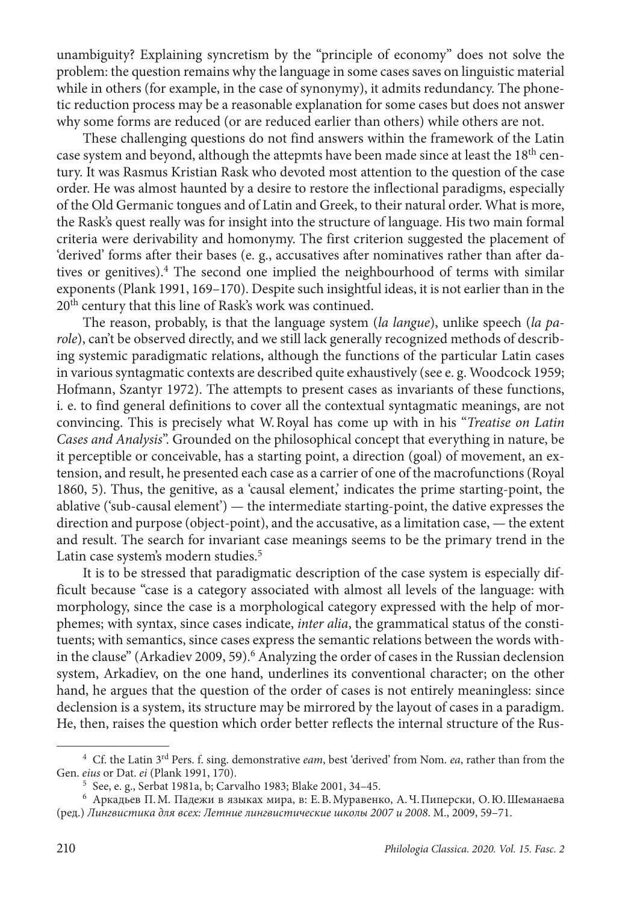unambiguity? Explaining syncretism by the "principle of economy" does not solve the problem: the question remains why the language in some cases saves on linguistic material while in others (for example, in the case of synonymy), it admits redundancy. The phonetic reduction process may be a reasonable explanation for some cases but does not answer why some forms are reduced (or are reduced earlier than others) while others are not.

These challenging questions do not find answers within the framework of the Latin case system and beyond, although the attepmts have been made since at least the 18th century. It was Rasmus Kristian Rask who devoted most attention to the question of the case order. He was almost haunted by a desire to restore the inflectional paradigms, especially of the Old Germanic tongues and of Latin and Greek, to their natural order. What is more, the Rask's quest really was for insight into the structure of language. His two main formal criteria were derivability and homonymy. The first criterion suggested the placement of 'derived' forms after their bases (e. g., accusatives after nominatives rather than after datives or genitives).[4] The second one implied the neighbourhood of terms with similar exponents (Plank 1991, 169–170). Despite such insightful ideas, it is not earlier than in the 20th century that this line of Rask's work was continued.

The reason, probably, is that the language system (*la langue*), unlike speech (*la parole*), can't be observed directly, and we still lack generally recognized methods of describing systemic paradigmatic relations, although the functions of the particular Latin cases in various syntagmatic contexts are described quite exhaustively (see e. g. Woodcock 1959; Hofmann, Szantyr 1972). The attempts to present cases as invariants of these functions, i. e. to find general definitions to cover all the contextual syntagmatic meanings, are not convincing. This is precisely what W. Royal has come up with in his "*Treatise on Latin Cases and Analysis*". Grounded on the philosophical concept that everything in nature, be it perceptible or conceivable, has a starting point, a direction (goal) of movement, an extension, and result, he presented each case as a carrier of one of the macrofunctions (Royal 1860, 5). Thus, the genitive, as a 'causal element,' indicates the prime starting-point, the ablative ('sub-causal element') — the intermediate starting-point, the dative expresses the direction and purpose (object-point), and the accusative, as a limitation case, — the extent and result. The search for invariant case meanings seems to be the primary trend in the Latin case system's modern studies.[5]

It is to be stressed that paradigmatic description of the case system is especially difficult because "case is a category associated with almost all levels of the language: with morphology, since the case is a morphological category expressed with the help of morphemes; with syntax, since cases indicate, *inter alia*, the grammatical status of the constituents; with semantics, since cases express the semantic relations between the words within the clause" (Arkadiev 2009, 59).[6] Analyzing the order of cases in the Russian declension system, Arkadiev, on the one hand, underlines its conventional character; on the other hand, he argues that the question of the order of cases is not entirely meaningless: since declension is a system, its structure may be mirrored by the layout of cases in a paradigm. He, then, raises the question which order better reflects the internal structure of the Rus-

[4] Cf. the Latin 3rd Pers. f. sing. demonstrative *eam*, best 'derived' from Nom. *ea*, rather than from the Gen. *eius* or Dat. *ei* (Plank 1991, 170).

[5] See, e. g., Serbat 1981a, b; Carvalho 1983; Blake 2001, 34–45.

[6] Аркадьев П. М. Падежи в языках мира, в: Е. В. Муравенко, А. Ч. Пиперски, О. Ю. Шеманаева (ред.) *Лингвистика для всех: Летние лингвистические школы 2007 и 2008*. М., 2009, 59–71.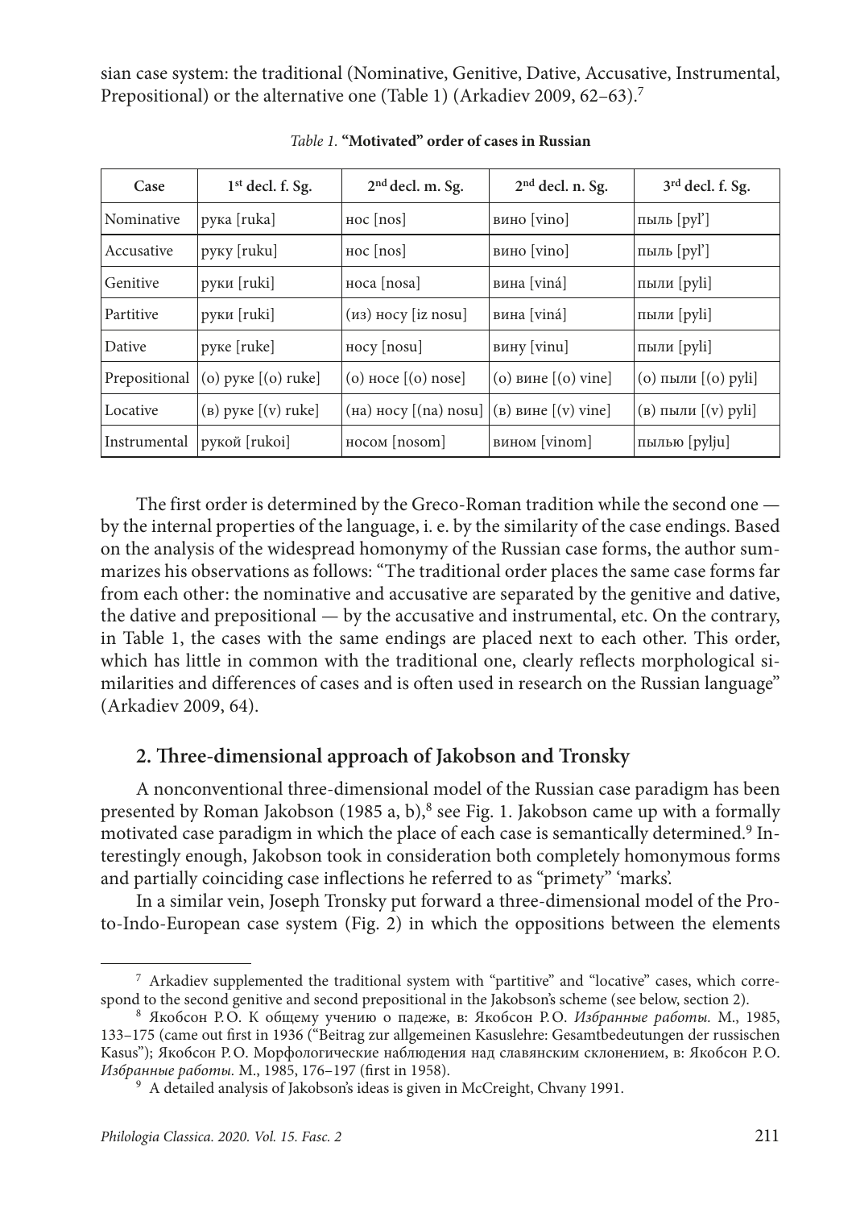sian case system: the traditional (Nominative, Genitive, Dative, Accusative, Instrumental, Prepositional) or the alternative one (Table 1) (Arkadiev 2009, 62–63).[7]

*Table 1.* **"Motivated" order of cases in Russian**

| Case | 1st decl. f. Sg. | 2nd decl. m. Sg. | 2nd decl. n. Sg. | 3rd decl. f. Sg. |
|---|---|---|---|---|
| Nominative | рука [ruka] | нос [nos] | вино [vino] | пыль [pyl'] |
| Accusative | руку [ruku] | нос [nos] | вино [vino] | пыль [pyl'] |
| Genitive | руки [ruki] | носа [nosa] | вина [viná] | пыли [pyli] |
| Partitive | руки [ruki] | (из) носу [iz nosu] | вина [viná] | пыли [pyli] |
| Dative | руке [ruke] | носу [nosu] | вину [vinu] | пыли [pyli] |
| Prepositional | (о) руке [(o) ruke] | (о) носе [(o) nose] | (о) вине [(o) vine] | (о) пыли [(o) pyli] |
| Locative | (в) руке [(v) ruke] | (на) носу [(na) nosu] | (в) вине [(v) vine] | (в) пыли [(v) pyli] |
| Instrumental | рукой [rukoi] | носом [nosom] | вином [vinom] | пылью [pylju] |

The first order is determined by the Greco-Roman tradition while the second one — by the internal properties of the language, i. e. by the similarity of the case endings. Based on the analysis of the widespread homonymy of the Russian case forms, the author summarizes his observations as follows: "The traditional order places the same case forms far from each other: the nominative and accusative are separated by the genitive and dative, the dative and prepositional — by the accusative and instrumental, etc. On the contrary, in Table 1, the cases with the same endings are placed next to each other. This order, which has little in common with the traditional one, clearly reflects morphological similarities and differences of cases and is often used in research on the Russian language" (Arkadiev 2009, 64).

## 2. Three-dimensional approach of Jakobson and Tronsky

A nonconventional three-dimensional model of the Russian case paradigm has been presented by Roman Jakobson (1985 a, b),[8] see Fig. 1. Jakobson came up with a formally motivated case paradigm in which the place of each case is semantically determined.[9] Interestingly enough, Jakobson took in consideration both completely homonymous forms and partially coinciding case inflections he referred to as "primety" 'marks'.

In a similar vein, Joseph Tronsky put forward a three-dimensional model of the Proto-Indo-European case system (Fig. 2) in which the oppositions between the elements

[7] Arkadiev supplemented the traditional system with "partitive" and "locative" cases, which correspond to the second genitive and second prepositional in the Jakobson's scheme (see below, section 2).

[8] Якобсон Р.О. К общему учению о падеже, в: Якобсон Р.О. *Избранные работы.* М., 1985, 133–175 (came out first in 1936 ("Beitrag zur allgemeinen Kasuslehre: Gesamtbedeutungen der russischen Kasus"); Якобсон Р.О. Морфологические наблюдения над славянским склонением, в: Якобсон Р.О. *Избранные работы.* М., 1985, 176–197 (first in 1958).

[9] A detailed analysis of Jakobson's ideas is given in McCreight, Chvany 1991.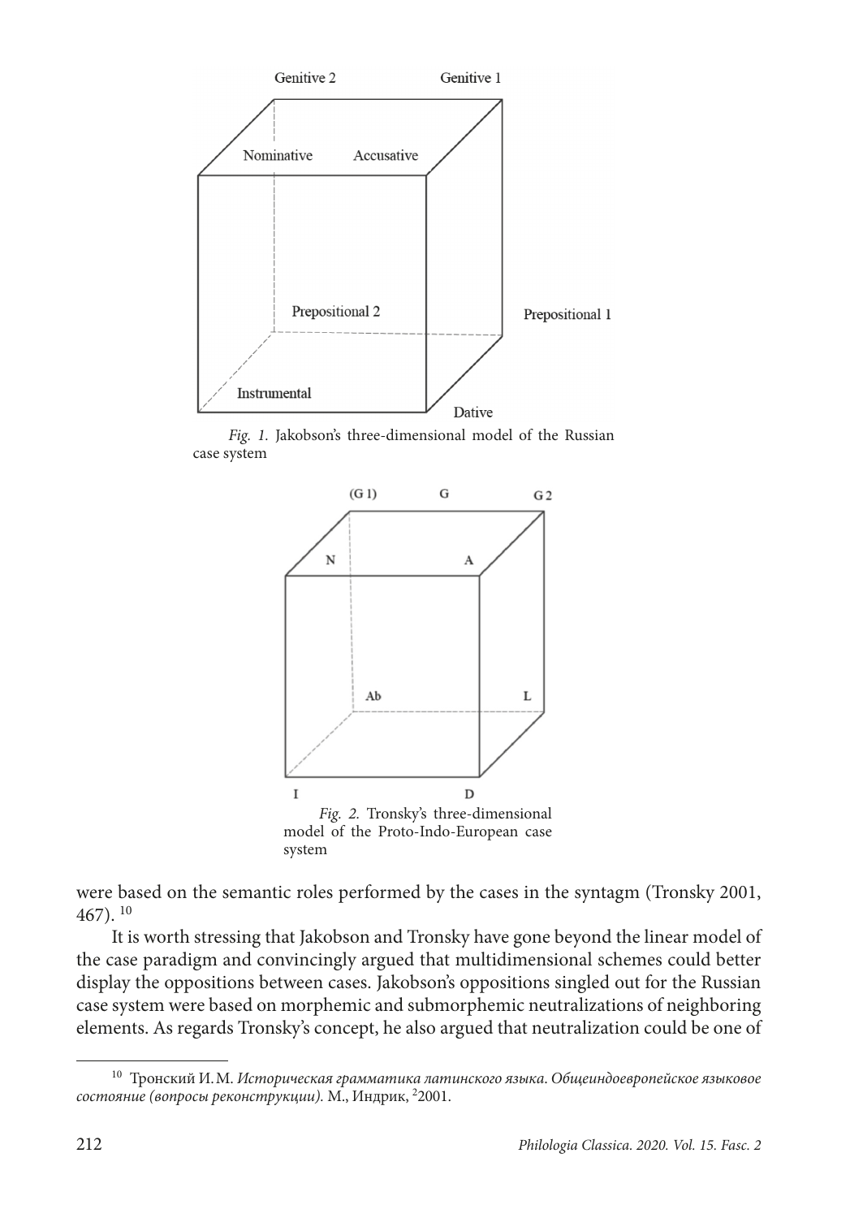*Fig. 1.* Jakobson's three-dimensional model of the Russian case system

*Fig. 2.* Tronsky's three-dimensional model of the Proto-Indo-European case system

were based on the semantic roles performed by the cases in the syntagm (Tronsky 2001, 467).[10]

It is worth stressing that Jakobson and Tronsky have gone beyond the linear model of the case paradigm and convincingly argued that multidimensional schemes could better display the oppositions between cases. Jakobson's oppositions singled out for the Russian case system were based on morphemic and submorphemic neutralizations of neighboring elements. As regards Tronsky's concept, he also argued that neutralization could be one of

[10] Тронский И.М. *Историческая грамматика латинского языка. Общеиндоевропейское языковое состояние (вопросы реконструкции).* М., Индрик, [2]2001.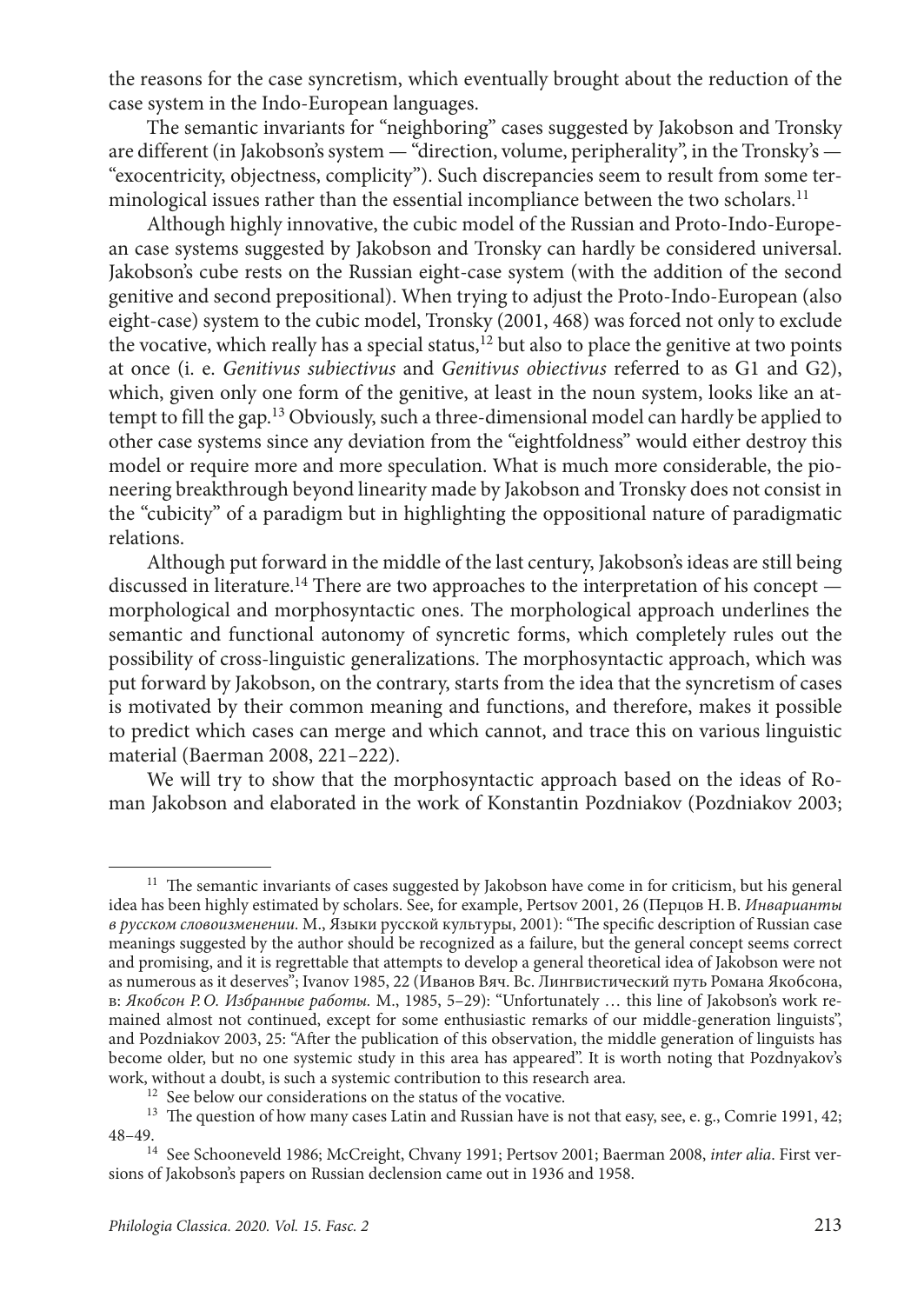the reasons for the case syncretism, which eventually brought about the reduction of the case system in the Indo-European languages.

The semantic invariants for "neighboring" cases suggested by Jakobson and Tronsky are different (in Jakobson's system — "direction, volume, peripherality", in the Tronsky's — "exocentricity, objectness, complicity"). Such discrepancies seem to result from some terminological issues rather than the essential incompliance between the two scholars.[11]

Although highly innovative, the cubic model of the Russian and Proto-Indo-European case systems suggested by Jakobson and Tronsky can hardly be considered universal. Jakobson's cube rests on the Russian eight-case system (with the addition of the second genitive and second prepositional). When trying to adjust the Proto-Indo-European (also eight-case) system to the cubic model, Tronsky (2001, 468) was forced not only to exclude the vocative, which really has a special status,[12] but also to place the genitive at two points at once (i. e. *Genitivus subiectivus* and *Genitivus obiectivus* referred to as G1 and G2), which, given only one form of the genitive, at least in the noun system, looks like an attempt to fill the gap.[13] Obviously, such a three-dimensional model can hardly be applied to other case systems since any deviation from the "eightfoldness" would either destroy this model or require more and more speculation. What is much more considerable, the pioneering breakthrough beyond linearity made by Jakobson and Tronsky does not consist in the "cubicity" of a paradigm but in highlighting the oppositional nature of paradigmatic relations.

Although put forward in the middle of the last century, Jakobson's ideas are still being discussed in literature.[14] There are two approaches to the interpretation of his concept — morphological and morphosyntactic ones. The morphological approach underlines the semantic and functional autonomy of syncretic forms, which completely rules out the possibility of cross-linguistic generalizations. The morphosyntactic approach, which was put forward by Jakobson, on the contrary, starts from the idea that the syncretism of cases is motivated by their common meaning and functions, and therefore, makes it possible to predict which cases can merge and which cannot, and trace this on various linguistic material (Baerman 2008, 221–222).

We will try to show that the morphosyntactic approach based on the ideas of Roman Jakobson and elaborated in the work of Konstantin Pozdniakov (Pozdniakov 2003;

---

[11] The semantic invariants of cases suggested by Jakobson have come in for criticism, but his general idea has been highly estimated by scholars. See, for example, Pertsov 2001, 26 (Перцов Н. В. *Инварианты в русском словоизменении.* М., Языки русской культуры, 2001): "The specific description of Russian case meanings suggested by the author should be recognized as a failure, but the general concept seems correct and promising, and it is regrettable that attempts to develop a general theoretical idea of Jakobson were not as numerous as it deserves"; Ivanov 1985, 22 (Иванов Вяч. Вс. Лингвистический путь Романа Якобсона, в: *Якобсон Р. О. Избранные работы.* М., 1985, 5–29): "Unfortunately … this line of Jakobson's work remained almost not continued, except for some enthusiastic remarks of our middle-generation linguists", and Pozdniakov 2003, 25: "After the publication of this observation, the middle generation of linguists has become older, but no one systemic study in this area has appeared". It is worth noting that Pozdnyakov's work, without a doubt, is such a systemic contribution to this research area.

[12] See below our considerations on the status of the vocative.

[13] The question of how many cases Latin and Russian have is not that easy, see, e. g., Comrie 1991, 42; 48–49.

[14] See Schooneveld 1986; McCreight, Chvany 1991; Pertsov 2001; Baerman 2008, *inter alia*. First versions of Jakobson's papers on Russian declension came out in 1936 and 1958.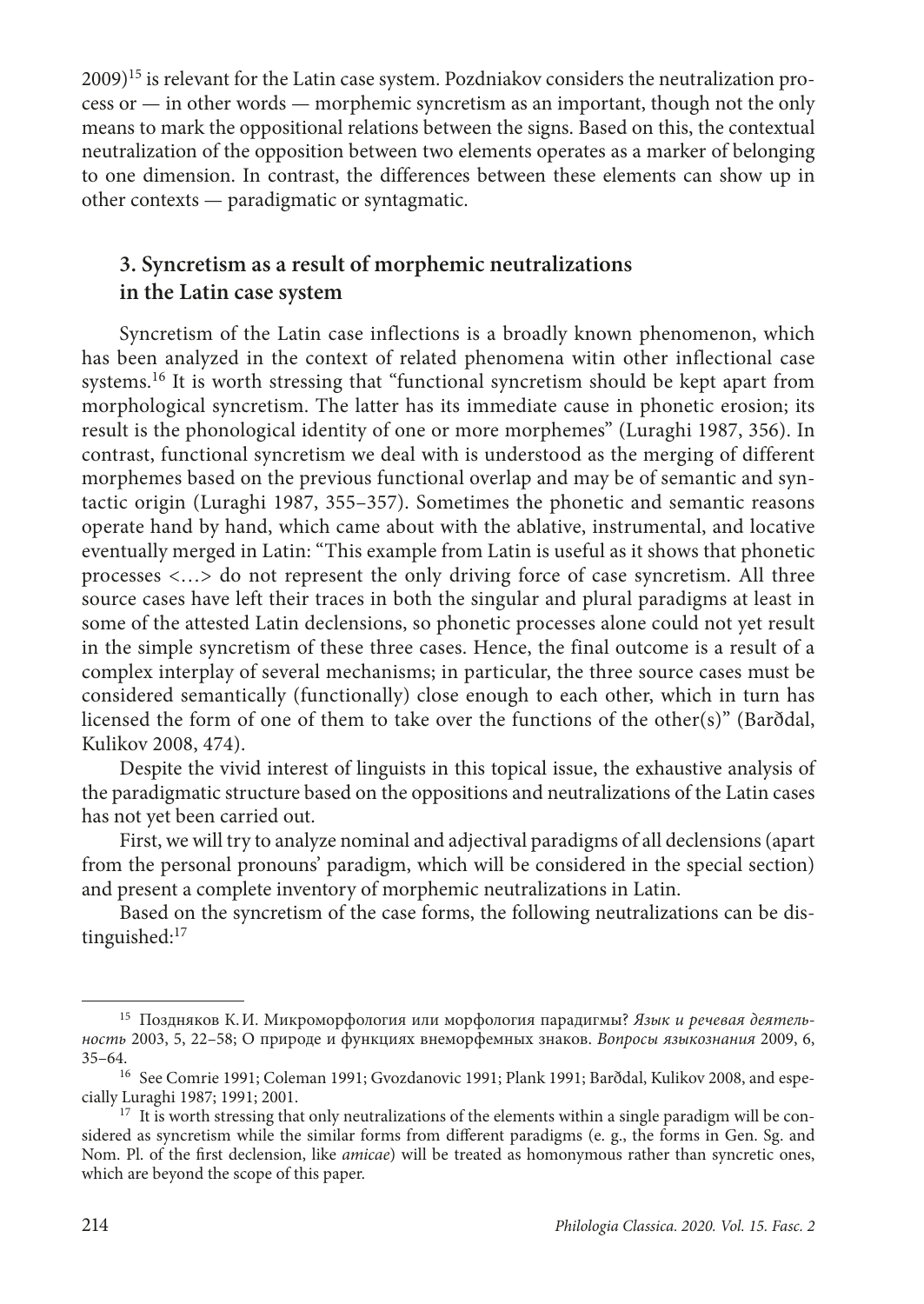2009)[15] is relevant for the Latin case system. Pozdniakov considers the neutralization process or — in other words — morphemic syncretism as an important, though not the only means to mark the oppositional relations between the signs. Based on this, the contextual neutralization of the opposition between two elements operates as a marker of belonging to one dimension. In contrast, the differences between these elements can show up in other contexts — paradigmatic or syntagmatic.

## 3. Syncretism as a result of morphemic neutralizations in the Latin case system

Syncretism of the Latin case inflections is a broadly known phenomenon, which has been analyzed in the context of related phenomena witin other inflectional case systems.[16] It is worth stressing that "functional syncretism should be kept apart from morphological syncretism. The latter has its immediate cause in phonetic erosion; its result is the phonological identity of one or more morphemes" (Luraghi 1987, 356). In contrast, functional syncretism we deal with is understood as the merging of different morphemes based on the previous functional overlap and may be of semantic and syntactic origin (Luraghi 1987, 355–357). Sometimes the phonetic and semantic reasons operate hand by hand, which came about with the ablative, instrumental, and locative eventually merged in Latin: "This example from Latin is useful as it shows that phonetic processes <…> do not represent the only driving force of case syncretism. All three source cases have left their traces in both the singular and plural paradigms at least in some of the attested Latin declensions, so phonetic processes alone could not yet result in the simple syncretism of these three cases. Hence, the final outcome is a result of a complex interplay of several mechanisms; in particular, the three source cases must be considered semantically (functionally) close enough to each other, which in turn has licensed the form of one of them to take over the functions of the other(s)" (Barðdal, Kulikov 2008, 474).

Despite the vivid interest of linguists in this topical issue, the exhaustive analysis of the paradigmatic structure based on the oppositions and neutralizations of the Latin cases has not yet been carried out.

First, we will try to analyze nominal and adjectival paradigms of all declensions (apart from the personal pronouns' paradigm, which will be considered in the special section) and present a complete inventory of morphemic neutralizations in Latin.

Based on the syncretism of the case forms, the following neutralizations can be distinguished:[17]

---

[15] Поздняков К. И. Микроморфология или морфология парадигмы? *Язык и речевая деятельность* 2003, 5, 22–58; О природе и функциях внеморфемных знаков. *Вопросы языкознания* 2009, 6, 35–64.

[16] See Comrie 1991; Coleman 1991; Gvozdanovic 1991; Plank 1991; Barðdal, Kulikov 2008, and especially Luraghi 1987; 1991; 2001.

[17] It is worth stressing that only neutralizations of the elements within a single paradigm will be considered as syncretism while the similar forms from different paradigms (e. g., the forms in Gen. Sg. and Nom. Pl. of the first declension, like *amicae*) will be treated as homonymous rather than syncretic ones, which are beyond the scope of this paper.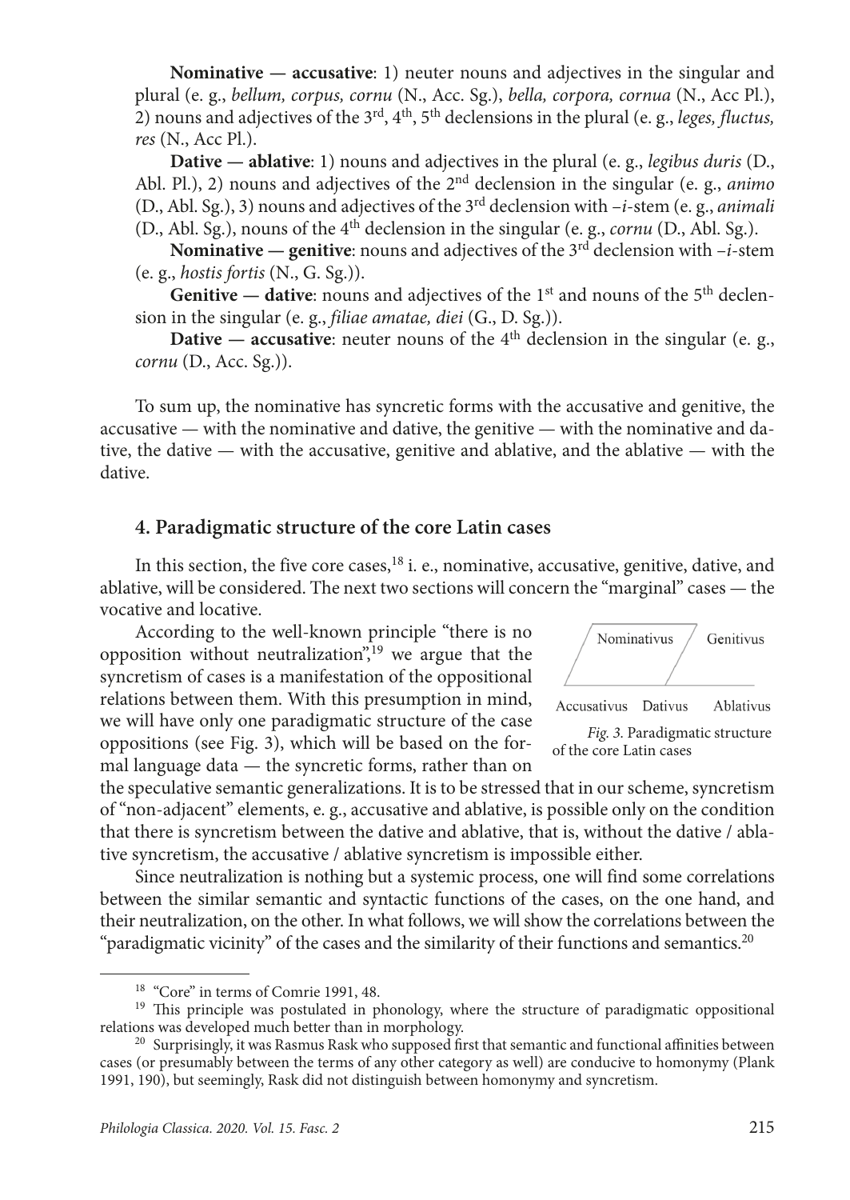**Nominative — accusative**: 1) neuter nouns and adjectives in the singular and plural (e. g., *bellum, corpus, cornu* (N., Acc. Sg.), *bella, corpora, cornua* (N., Acc Pl.), 2) nouns and adjectives of the 3rd, 4th, 5th declensions in the plural (e. g., *leges, fluctus, res* (N., Acc Pl.).

**Dative — ablative**: 1) nouns and adjectives in the plural (e. g., *legibus duris* (D., Abl. Pl.), 2) nouns and adjectives of the 2nd declension in the singular (e. g., *animo* (D., Abl. Sg.), 3) nouns and adjectives of the 3rd declension with *–i*-stem (e. g., *animali* (D., Abl. Sg.), nouns of the 4th declension in the singular (e. g., *cornu* (D., Abl. Sg.).

**Nominative — genitive**: nouns and adjectives of the 3rd declension with *–i*-stem (e. g., *hostis fortis* (N., G. Sg.)).

**Genitive — dative**: nouns and adjectives of the 1st and nouns of the 5th declension in the singular (e. g., *filiae amatae, diei* (G., D. Sg.)).

**Dative — accusative**: neuter nouns of the 4th declension in the singular (e. g., *cornu* (D., Acc. Sg.)).

To sum up, the nominative has syncretic forms with the accusative and genitive, the accusative — with the nominative and dative, the genitive — with the nominative and dative, the dative — with the accusative, genitive and ablative, and the ablative — with the dative.

## 4. Paradigmatic structure of the core Latin cases

In this section, the five core cases,[18] i. e., nominative, accusative, genitive, dative, and ablative, will be considered. The next two sections will concern the "marginal" cases — the vocative and locative.

According to the well-known principle "there is no opposition without neutralization",[19] we argue that the syncretism of cases is a manifestation of the oppositional relations between them. With this presumption in mind, we will have only one paradigmatic structure of the case oppositions (see Fig. 3), which will be based on the formal language data — the syncretic forms, rather than on the speculative semantic generalizations. It is to be stressed that in our scheme, syncretism of "non-adjacent" elements, e. g., accusative and ablative, is possible only on the condition that there is syncretism between the dative and ablative, that is, without the dative / ablative syncretism, the accusative / ablative syncretism is impossible either.

Nominativus Genitivus

Accusativus Dativus Ablativus

*Fig. 3.* Paradigmatic structure of the core Latin cases

Since neutralization is nothing but a systemic process, one will find some correlations between the similar semantic and syntactic functions of the cases, on the one hand, and their neutralization, on the other. In what follows, we will show the correlations between the "paradigmatic vicinity" of the cases and the similarity of their functions and semantics.[20]

---

[18] "Core" in terms of Comrie 1991, 48.

[19] This principle was postulated in phonology, where the structure of paradigmatic oppositional relations was developed much better than in morphology.

[20] Surprisingly, it was Rasmus Rask who supposed first that semantic and functional affinities between cases (or presumably between the terms of any other category as well) are conducive to homonymy (Plank 1991, 190), but seemingly, Rask did not distinguish between homonymy and syncretism.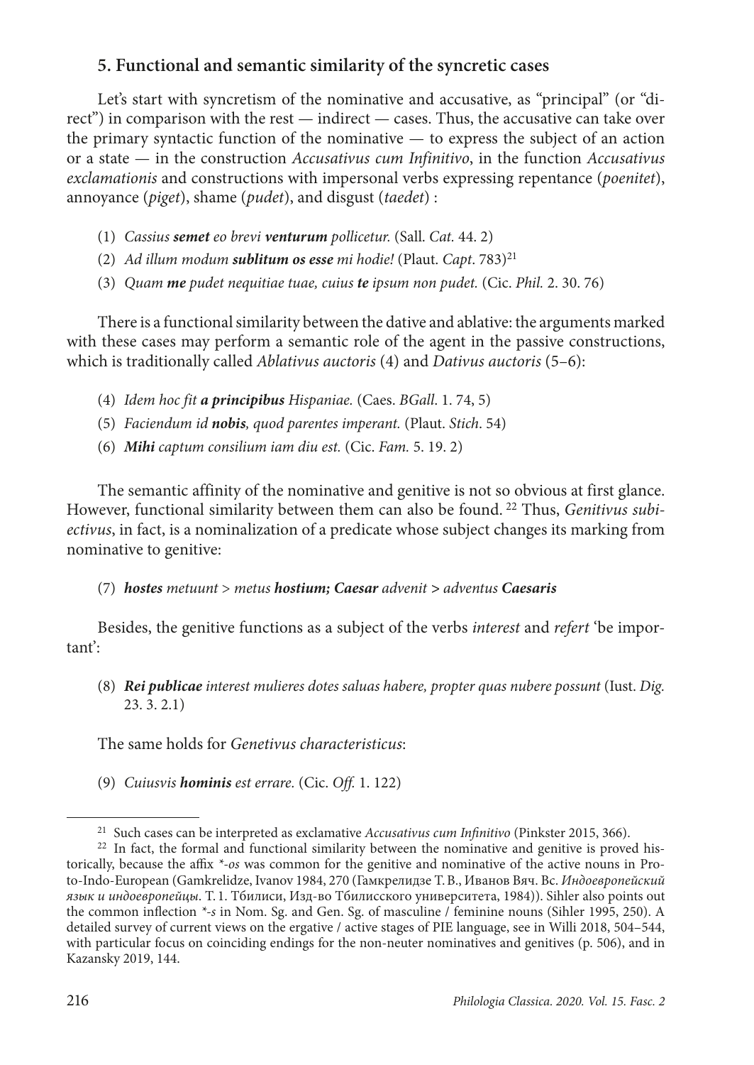## 5. Functional and semantic similarity of the syncretic cases

Let's start with syncretism of the nominative and accusative, as "principal" (or "direct") in comparison with the rest — indirect — cases. Thus, the accusative can take over the primary syntactic function of the nominative — to express the subject of an action or a state — in the construction *Accusativus cum Infinitivo*, in the function *Accusativus exclamationis* and constructions with impersonal verbs expressing repentance (*poenitet*), annoyance (*piget*), shame (*pudet*), and disgust (*taedet*) :

(1) *Cassius **semet** eo brevi **venturum** pollicetur.* (Sall. *Cat.* 44. 2)

(2) *Ad illum modum **sublitum os esse** mi hodie!* (Plaut. *Capt*. 783)[21]

(3) *Quam **me** pudet nequitiae tuae, cuius **te** ipsum non pudet.* (Cic. *Phil.* 2. 30. 76)

There is a functional similarity between the dative and ablative: the arguments marked with these cases may perform a semantic role of the agent in the passive constructions, which is traditionally called *Ablativus auctoris* (4) and *Dativus auctoris* (5–6):

(4) *Idem hoc fit **a principibus** Hispaniae.* (Caes. *BGall*. 1. 74, 5)

(5) *Faciendum id **nobis**, quod parentes imperant.* (Plaut. *Stich*. 54)

(6) ***Mihi** captum consilium iam diu est.* (Cic. *Fam.* 5. 19. 2)

The semantic affinity of the nominative and genitive is not so obvious at first glance. However, functional similarity between them can also be found.[22] Thus, *Genitivus subiectivus*, in fact, is a nominalization of a predicate whose subject changes its marking from nominative to genitive:

(7) ***hostes** metuunt* > *metus **hostium; Caesar** advenit* > *adventus **Caesaris***

Besides, the genitive functions as a subject of the verbs *interest* and *refert* 'be important':

(8) ***Rei publicae** interest mulieres dotes saluas habere, propter quas nubere possunt* (Iust. *Dig.* 23. 3. 2.1)

The same holds for *Genetivus characteristicus*:

(9) *Cuiusvis **hominis** est errare.* (Cic. *Off.* 1. 122)

---

[21] Such cases can be interpreted as exclamative *Accusativus cum Infinitivo* (Pinkster 2015, 366).

[22] In fact, the formal and functional similarity between the nominative and genitive is proved historically, because the affix *\*-os* was common for the genitive and nominative of the active nouns in Proto-Indo-European (Gamkrelidze, Ivanov 1984, 270 (Гамкрелидзе Т.В., Иванов Вяч. Вс. *Индоевропейский язык и индоевропейцы*. Т. 1. Тбилиси, Изд-во Тбилисского университета, 1984)). Sihler also points out the common inflection *\*-s* in Nom. Sg. and Gen. Sg. of masculine / feminine nouns (Sihler 1995, 250). A detailed survey of current views on the ergative / active stages of PIE language, see in Willi 2018, 504–544, with particular focus on coinciding endings for the non-neuter nominatives and genitives (p. 506), and in Kazansky 2019, 144.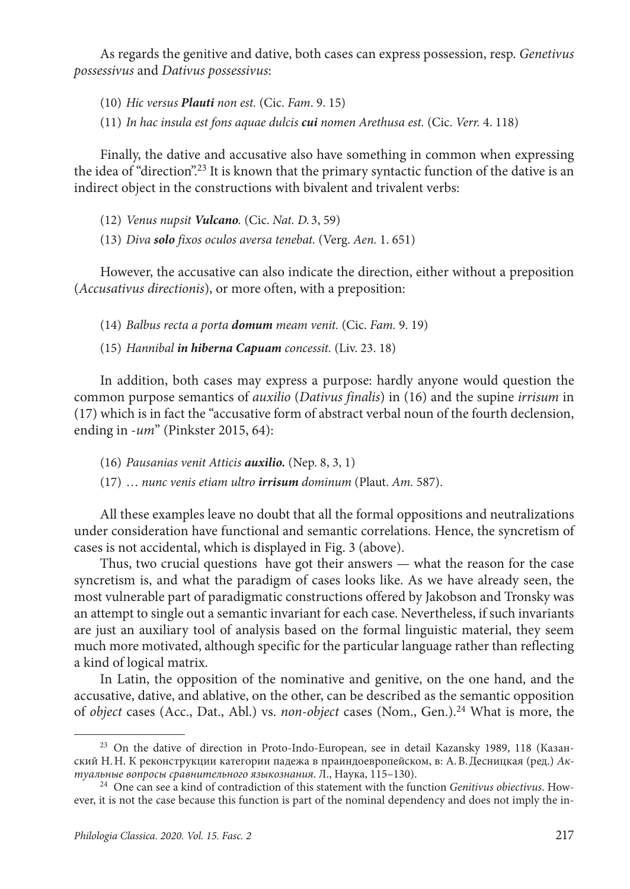As regards the genitive and dative, both cases can express possession, resp. *Genetivus possessivus* and *Dativus possessivus*:

(10) *Hic versus **Plauti** non est.* (Cic. *Fam*. 9. 15)

(11) *In hac insula est fons aquae dulcis **cui** nomen Arethusa est.* (Cic. *Verr.* 4. 118)

Finally, the dative and accusative also have something in common when expressing the idea of "direction".[23] It is known that the primary syntactic function of the dative is an indirect object in the constructions with bivalent and trivalent verbs:

(12) *Venus nupsit **Vulcano**.* (Cic. *Nat. D.* 3, 59)

(13) *Diva **solo** fixos oculos aversa tenebat.* (Verg. *Aen.* 1. 651)

However, the accusative can also indicate the direction, either without a preposition (*Accusativus directionis*), or more often, with a preposition:

(14) *Balbus recta a porta **domum** meam venit.* (Cic. *Fam.* 9. 19)

(15) *Hannibal **in hiberna Capuam** concessit.* (Liv. 23. 18)

In addition, both cases may express a purpose: hardly anyone would question the common purpose semantics of *auxilio* (*Dativus finalis*) in (16) and the supine *irrisum* in (17) which is in fact the "accusative form of abstract verbal noun of the fourth declension, ending in *-um*" (Pinkster 2015, 64):

(16) *Pausanias venit Atticis **auxilio.*** (Nep. 8, 3, 1)

(17) … *nunc venis etiam ultro **irrisum** dominum* (Plaut. *Am.* 587).

All these examples leave no doubt that all the formal oppositions and neutralizations under consideration have functional and semantic correlations. Hence, the syncretism of cases is not accidental, which is displayed in Fig. 3 (above).

Thus, two crucial questions have got their answers — what the reason for the case syncretism is, and what the paradigm of cases looks like. As we have already seen, the most vulnerable part of paradigmatic constructions offered by Jakobson and Tronsky was an attempt to single out a semantic invariant for each case. Nevertheless, if such invariants are just an auxiliary tool of analysis based on the formal linguistic material, they seem much more motivated, although specific for the particular language rather than reflecting a kind of logical matrix.

In Latin, the opposition of the nominative and genitive, on the one hand, and the accusative, dative, and ablative, on the other, can be described as the semantic opposition of *object* cases (Acc., Dat., Abl.) vs. *non-object* cases (Nom., Gen.).[24] What is more, the

---

[23] On the dative of direction in Proto-Indo-European, see in detail Kazansky 1989, 118 (Казанский Н. Н. К реконструкции категории падежа в праиндоевропейском, в: А. В. Десницкая (ред.) *Актуальные вопросы сравнительного языкознания*. Л., Наука, 115–130).

[24] One can see a kind of contradiction of this statement with the function *Genitivus obiectivus*. However, it is not the case because this function is part of the nominal dependency and does not imply the in-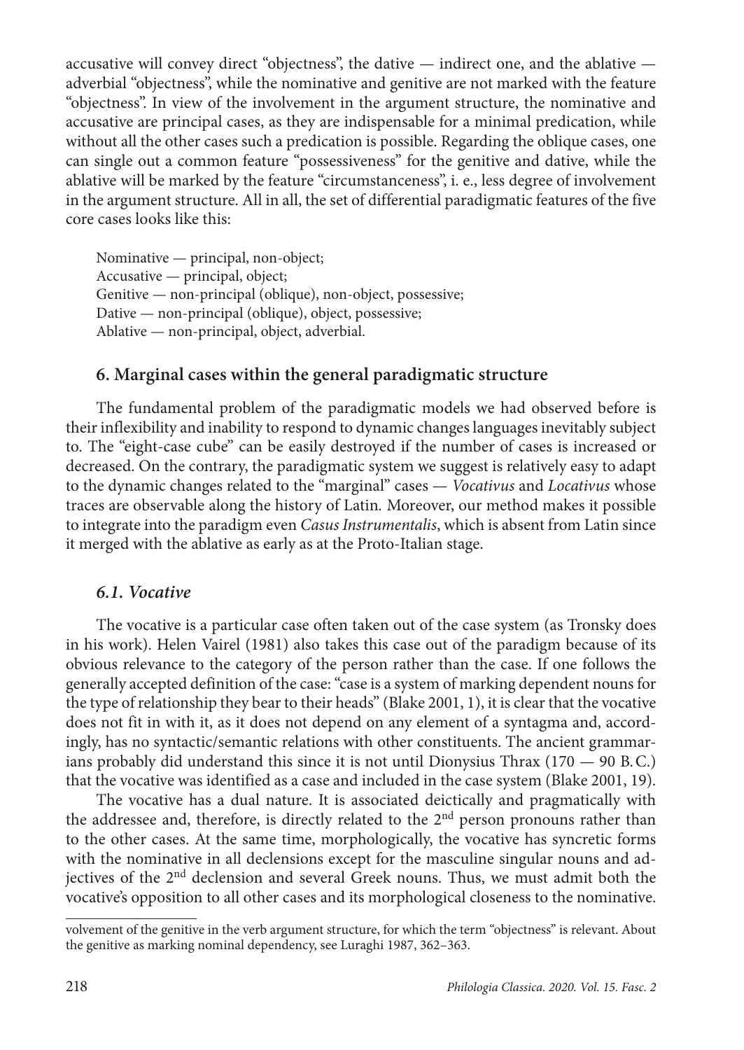accusative will convey direct "objectness", the dative — indirect one, and the ablative — adverbial "objectness", while the nominative and genitive are not marked with the feature "objectness". In view of the involvement in the argument structure, the nominative and accusative are principal cases, as they are indispensable for a minimal predication, while without all the other cases such a predication is possible. Regarding the oblique cases, one can single out a common feature "possessiveness" for the genitive and dative, while the ablative will be marked by the feature "circumstanceness", i. e., less degree of involvement in the argument structure. All in all, the set of differential paradigmatic features of the five core cases looks like this:

Nominative — principal, non-object;
Accusative — principal, object;
Genitive — non-principal (oblique), non-object, possessive;
Dative — non-principal (oblique), object, possessive;
Ablative — non-principal, object, adverbial.

## 6. Marginal cases within the general paradigmatic structure

The fundamental problem of the paradigmatic models we had observed before is their inflexibility and inability to respond to dynamic changes languages inevitably subject to. The "eight-case cube" can be easily destroyed if the number of cases is increased or decreased. On the contrary, the paradigmatic system we suggest is relatively easy to adapt to the dynamic changes related to the "marginal" cases — *Vocativus* and *Locativus* whose traces are observable along the history of Latin. Moreover, our method makes it possible to integrate into the paradigm even *Casus Instrumentalis*, which is absent from Latin since it merged with the ablative as early as at the Proto-Italian stage.

### *6.1. Vocative*

The vocative is a particular case often taken out of the case system (as Tronsky does in his work). Helen Vairel (1981) also takes this case out of the paradigm because of its obvious relevance to the category of the person rather than the case. If one follows the generally accepted definition of the case: "case is a system of marking dependent nouns for the type of relationship they bear to their heads" (Blake 2001, 1), it is clear that the vocative does not fit in with it, as it does not depend on any element of a syntagma and, accordingly, has no syntactic/semantic relations with other constituents. The ancient grammarians probably did understand this since it is not until Dionysius Thrax (170 — 90 B.C.) that the vocative was identified as a case and included in the case system (Blake 2001, 19).

The vocative has a dual nature. It is associated deictically and pragmatically with the addressee and, therefore, is directly related to the 2nd person pronouns rather than to the other cases. At the same time, morphologically, the vocative has syncretic forms with the nominative in all declensions except for the masculine singular nouns and adjectives of the 2nd declension and several Greek nouns. Thus, we must admit both the vocative's opposition to all other cases and its morphological closeness to the nominative.

volvement of the genitive in the verb argument structure, for which the term "objectness" is relevant. About the genitive as marking nominal dependency, see Luraghi 1987, 362–363.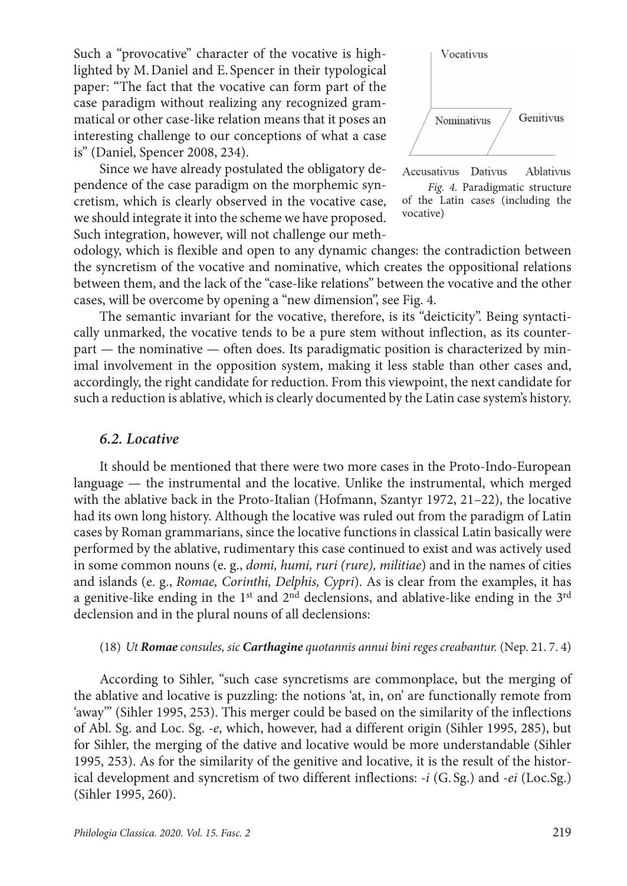Such a "provocative" character of the vocative is highlighted by M. Daniel and E. Spencer in their typological paper: "The fact that the vocative can form part of the case paradigm without realizing any recognized grammatical or other case-like relation means that it poses an interesting challenge to our conceptions of what a case is" (Daniel, Spencer 2008, 234).

Since we have already postulated the obligatory dependence of the case paradigm on the morphemic syncretism, which is clearly observed in the vocative case, we should integrate it into the scheme we have proposed. Such integration, however, will not challenge our methodology, which is flexible and open to any dynamic changes: the contradiction between the syncretism of the vocative and nominative, which creates the oppositional relations between them, and the lack of the "case-like relations" between the vocative and the other cases, will be overcome by opening a "new dimension", see Fig. 4.

*Fig. 4.* Paradigmatic structure of the Latin cases (including the vocative)

The semantic invariant for the vocative, therefore, is its "deicticity". Being syntactically unmarked, the vocative tends to be a pure stem without inflection, as its counterpart — the nominative — often does. Its paradigmatic position is characterized by minimal involvement in the opposition system, making it less stable than other cases and, accordingly, the right candidate for reduction. From this viewpoint, the next candidate for such a reduction is ablative, which is clearly documented by the Latin case system's history.

### *6.2. Locative*

It should be mentioned that there were two more cases in the Proto-Indo-European language — the instrumental and the locative. Unlike the instrumental, which merged with the ablative back in the Proto-Italian (Hofmann, Szantyr 1972, 21–22), the locative had its own long history. Although the locative was ruled out from the paradigm of Latin cases by Roman grammarians, since the locative functions in classical Latin basically were performed by the ablative, rudimentary this case continued to exist and was actively used in some common nouns (e. g., *domi, humi, ruri (rure), militiae*) and in the names of cities and islands (e. g., *Romae, Corinthi, Delphis, Cypri*). As is clear from the examples, it has a genitive-like ending in the 1st and 2nd declensions, and ablative-like ending in the 3rd declension and in the plural nouns of all declensions:

(18) *Ut **Romae** consules, sic **Carthagine** quotannis annui bini reges creabantur.* (Nep. 21. 7. 4)

According to Sihler, "such case syncretisms are commonplace, but the merging of the ablative and locative is puzzling: the notions 'at, in, on' are functionally remote from 'away'" (Sihler 1995, 253). This merger could be based on the similarity of the inflections of Abl. Sg. and Loc. Sg. *-e*, which, however, had a different origin (Sihler 1995, 285), but for Sihler, the merging of the dative and locative would be more understandable (Sihler 1995, 253). As for the similarity of the genitive and locative, it is the result of the historical development and syncretism of two different inflections: *-i* (G. Sg.) and *-ei* (Loc.Sg.) (Sihler 1995, 260).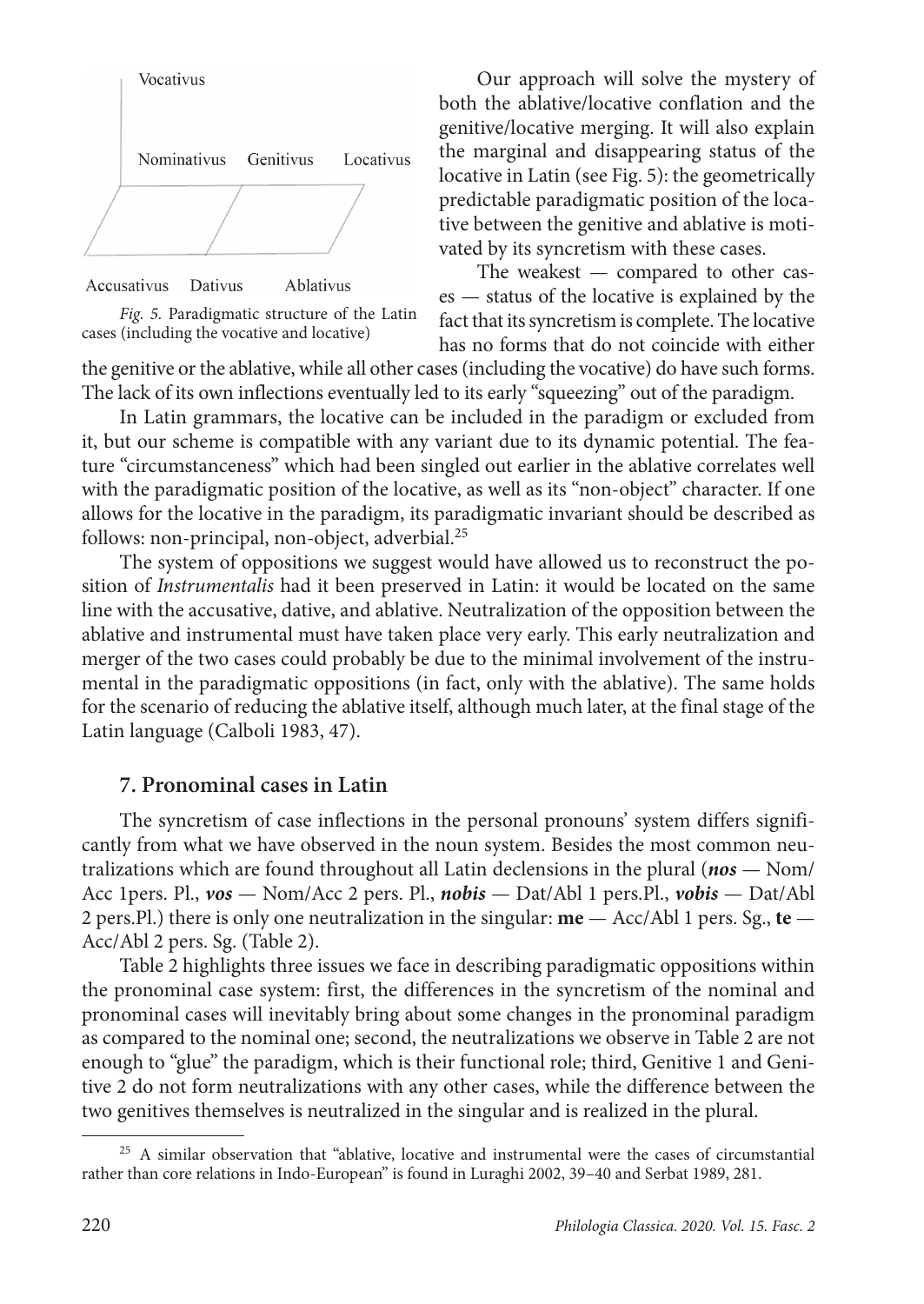Vocativus

Nominativus Genitivus Locativus

Accusativus Dativus Ablativus

*Fig. 5.* Paradigmatic structure of the Latin cases (including the vocative and locative)

Our approach will solve the mystery of both the ablative/locative conflation and the genitive/locative merging. It will also explain the marginal and disappearing status of the locative in Latin (see Fig. 5): the geometrically predictable paradigmatic position of the locative between the genitive and ablative is motivated by its syncretism with these cases.

The weakest — compared to other cases — status of the locative is explained by the fact that its syncretism is complete. The locative has no forms that do not coincide with either the genitive or the ablative, while all other cases (including the vocative) do have such forms. The lack of its own inflections eventually led to its early "squeezing" out of the paradigm.

In Latin grammars, the locative can be included in the paradigm or excluded from it, but our scheme is compatible with any variant due to its dynamic potential. The feature "circumstanceness" which had been singled out earlier in the ablative correlates well with the paradigmatic position of the locative, as well as its "non-object" character. If one allows for the locative in the paradigm, its paradigmatic invariant should be described as follows: non-principal, non-object, adverbial.[25]

The system of oppositions we suggest would have allowed us to reconstruct the position of *Instrumentalis* had it been preserved in Latin: it would be located on the same line with the accusative, dative, and ablative. Neutralization of the opposition between the ablative and instrumental must have taken place very early. This early neutralization and merger of the two cases could probably be due to the minimal involvement of the instrumental in the paradigmatic oppositions (in fact, only with the ablative). The same holds for the scenario of reducing the ablative itself, although much later, at the final stage of the Latin language (Calboli 1983, 47).

## 7. Pronominal cases in Latin

The syncretism of case inflections in the personal pronouns' system differs significantly from what we have observed in the noun system. Besides the most common neutralizations which are found throughout all Latin declensions in the plural (***nos*** — Nom/Acc 1pers. Pl., ***vos*** — Nom/Acc 2 pers. Pl., ***nobis*** — Dat/Abl 1 pers.Pl., ***vobis*** — Dat/Abl 2 pers.Pl.) there is only one neutralization in the singular: **me** — Acc/Abl 1 pers. Sg., **te** — Acc/Abl 2 pers. Sg. (Table 2).

Table 2 highlights three issues we face in describing paradigmatic oppositions within the pronominal case system: first, the differences in the syncretism of the nominal and pronominal cases will inevitably bring about some changes in the pronominal paradigm as compared to the nominal one; second, the neutralizations we observe in Table 2 are not enough to "glue" the paradigm, which is their functional role; third, Genitive 1 and Genitive 2 do not form neutralizations with any other cases, while the difference between the two genitives themselves is neutralized in the singular and is realized in the plural.

[25] A similar observation that "ablative, locative and instrumental were the cases of circumstantial rather than core relations in Indo-European" is found in Luraghi 2002, 39–40 and Serbat 1989, 281.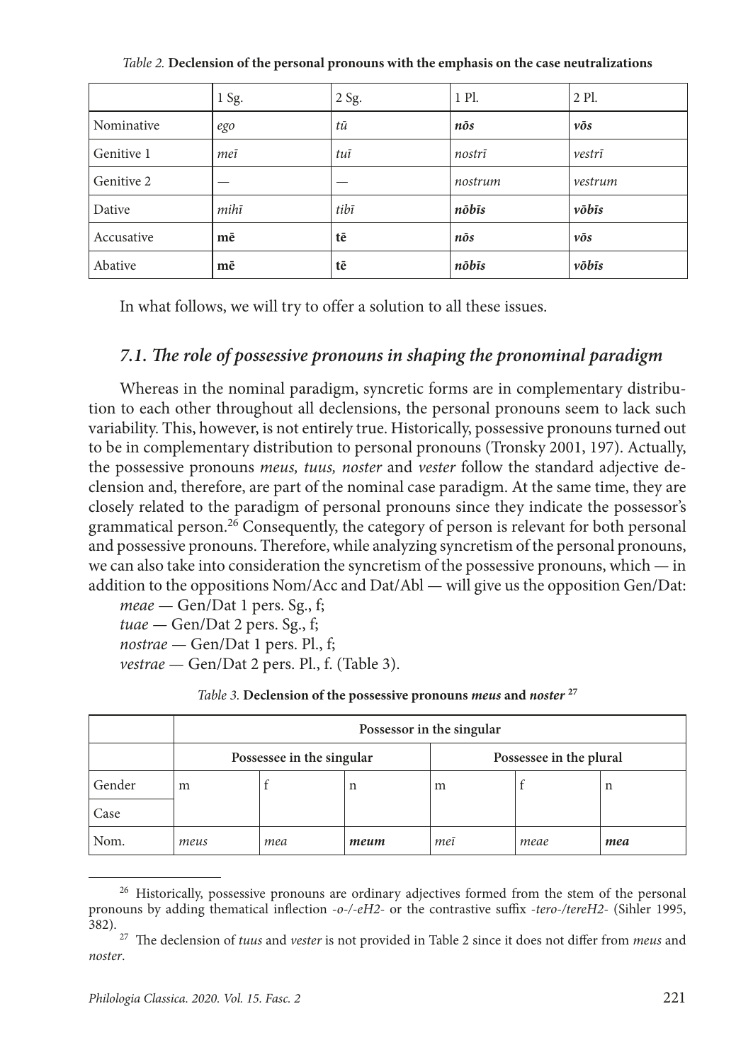*Table 2.* **Declension of the personal pronouns with the emphasis on the case neutralizations**

| | 1 Sg. | 2 Sg. | 1 Pl. | 2 Pl. |
|---|---|---|---|---|
| Nominative | *ego* | *tū* | ***nōs*** | ***vōs*** |
| Genitive 1 | *meī* | *tuī* | *nostrī* | *vestrī* |
| Genitive 2 | — | — | *nostrum* | *vestrum* |
| Dative | *mihī* | *tibī* | ***nōbīs*** | ***vōbīs*** |
| Accusative | **mē** | **tē** | ***nōs*** | ***vōs*** |
| Abative | **mē** | **tē** | ***nōbīs*** | ***vōbīs*** |

In what follows, we will try to offer a solution to all these issues.

### *7.1. The role of possessive pronouns in shaping the pronominal paradigm*

Whereas in the nominal paradigm, syncretic forms are in complementary distribution to each other throughout all declensions, the personal pronouns seem to lack such variability. This, however, is not entirely true. Historically, possessive pronouns turned out to be in complementary distribution to personal pronouns (Tronsky 2001, 197). Actually, the possessive pronouns *meus, tuus, noster* and *vester* follow the standard adjective declension and, therefore, are part of the nominal case paradigm. At the same time, they are closely related to the paradigm of personal pronouns since they indicate the possessor's grammatical person.[26] Consequently, the category of person is relevant for both personal and possessive pronouns. Therefore, while analyzing syncretism of the personal pronouns, we can also take into consideration the syncretism of the possessive pronouns, which — in addition to the oppositions Nom/Acc and Dat/Abl — will give us the opposition Gen/Dat:

*meae* — Gen/Dat 1 pers. Sg., f;
*tuae* — Gen/Dat 2 pers. Sg., f;
*nostrae* — Gen/Dat 1 pers. Pl., f;
*vestrae* — Gen/Dat 2 pers. Pl., f. (Table 3).

*Table 3.* **Declension of the possessive pronouns *meus* and *noster*** [27]

| | Possessor in the singular | | | | | |
|---|---|---|---|---|---|---|
| | Possessee in the singular | | | Possessee in the plural | | |
| Gender | m | f | n | m | f | n |
| Case | | | | | | |
| Nom. | *meus* | *mea* | ***meum*** | *meī* | *meae* | ***mea*** |

[26] Historically, possessive pronouns are ordinary adjectives formed from the stem of the personal pronouns by adding thematical inflection *-o-/-eH2-* or the contrastive suffix *-tero-/tereH2-* (Sihler 1995, 382).

[27] The declension of *tuus* and *vester* is not provided in Table 2 since it does not differ from *meus* and *noster*.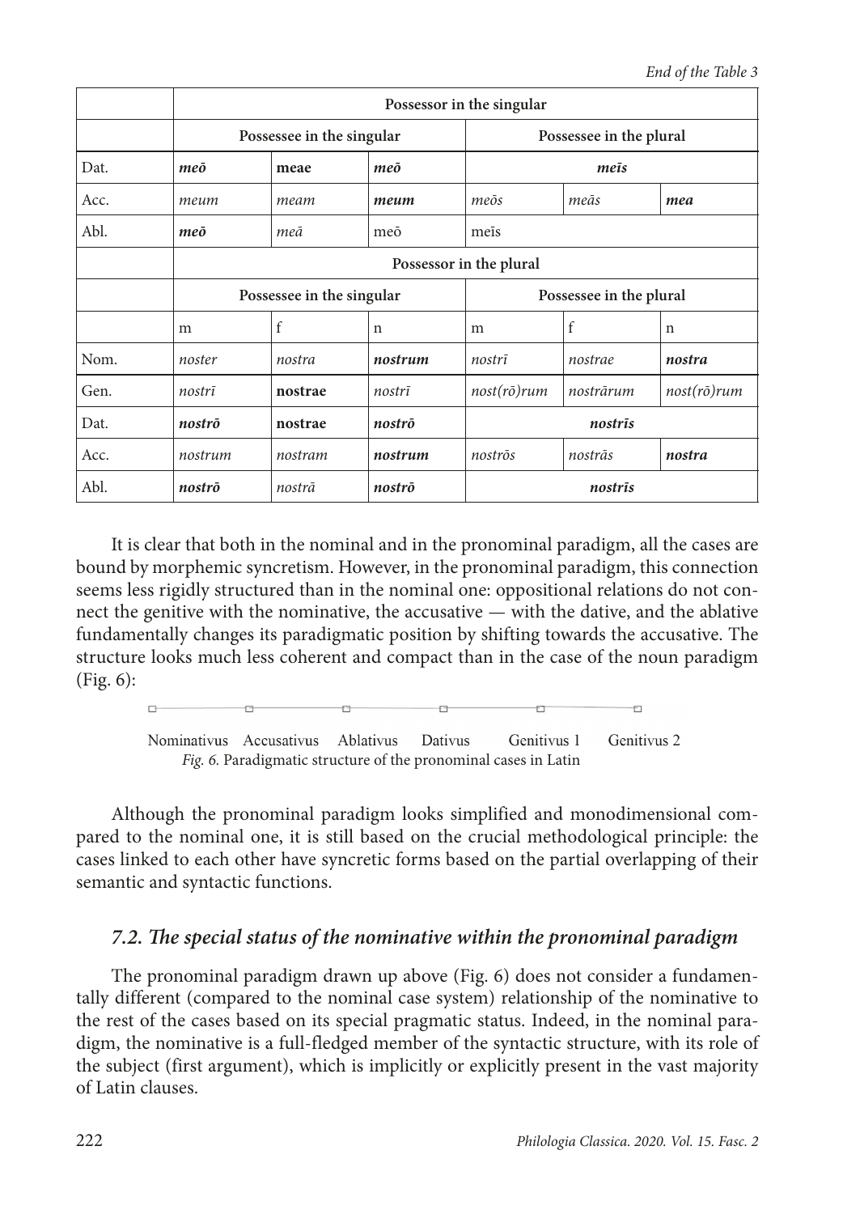*End of the Table 3*

| | Possessor in the singular | | | | | |
|---|---|---|---|---|---|---|
| | Possessee in the singular | | | Possessee in the plural | | |
| Dat. | ***meō*** | **meae** | ***meō*** | ***meīs*** | | |
| Acc. | *meum* | *meam* | ***meum*** | *meōs* | *meās* | ***mea*** |
| Abl. | ***meō*** | *meā* | meō | meīs | | |
| | Possessor in the plural | | | | | |
| | Possessee in the singular | | | Possessee in the plural | | |
| | m | f | n | m | f | n |
| Nom. | *noster* | *nostra* | ***nostrum*** | *nostrī* | *nostrae* | ***nostra*** |
| Gen. | *nostrī* | **nostrae** | *nostrī* | *nost(rō)rum* | *nostrārum* | *nost(rō)rum* |
| Dat. | ***nostrō*** | **nostrae** | ***nostrō*** | ***nostrīs*** | | |
| Acc. | *nostrum* | *nostram* | ***nostrum*** | *nostrōs* | *nostrās* | ***nostra*** |
| Abl. | ***nostrō*** | *nostrā* | ***nostrō*** | ***nostrīs*** | | |

It is clear that both in the nominal and in the pronominal paradigm, all the cases are bound by morphemic syncretism. However, in the pronominal paradigm, this connection seems less rigidly structured than in the nominal one: oppositional relations do not connect the genitive with the nominative, the accusative — with the dative, and the ablative fundamentally changes its paradigmatic position by shifting towards the accusative. The structure looks much less coherent and compact than in the case of the noun paradigm (Fig. 6):

Nominativus — Accusativus — Ablativus — Dativus — Genitivus 1 — Genitivus 2

*Fig. 6.* Paradigmatic structure of the pronominal cases in Latin

Although the pronominal paradigm looks simplified and monodimensional compared to the nominal one, it is still based on the crucial methodological principle: the cases linked to each other have syncretic forms based on the partial overlapping of their semantic and syntactic functions.

### *7.2. The special status of the nominative within the pronominal paradigm*

The pronominal paradigm drawn up above (Fig. 6) does not consider a fundamentally different (compared to the nominal case system) relationship of the nominative to the rest of the cases based on its special pragmatic status. Indeed, in the nominal paradigm, the nominative is a full-fledged member of the syntactic structure, with its role of the subject (first argument), which is implicitly or explicitly present in the vast majority of Latin clauses.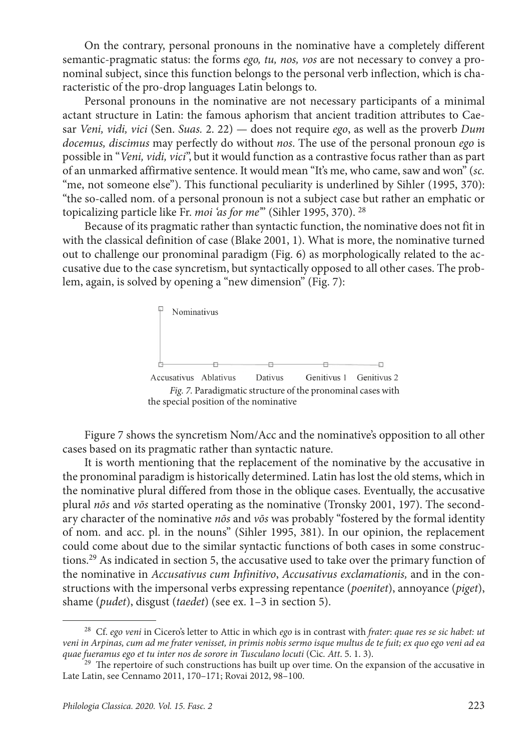On the contrary, personal pronouns in the nominative have a completely different semantic-pragmatic status: the forms *ego, tu, nos, vos* are not necessary to convey a pronominal subject, since this function belongs to the personal verb inflection, which is characteristic of the pro-drop languages Latin belongs to.

Personal pronouns in the nominative are not necessary participants of a minimal actant structure in Latin: the famous aphorism that ancient tradition attributes to Caesar *Veni, vidi, vici* (Sen. *Suas.* 2. 22) — does not require *ego*, as well as the proverb *Dum docemus, discimus* may perfectly do without *nos*. The use of the personal pronoun *ego* is possible in "*Veni, vidi, vici*", but it would function as a contrastive focus rather than as part of an unmarked affirmative sentence. It would mean "It's me, who came, saw and won" (*sc.* "me, not someone else"). This functional peculiarity is underlined by Sihler (1995, 370): "the so-called nom. of a personal pronoun is not a subject case but rather an emphatic or topicalizing particle like Fr. *moi 'as for me*'" (Sihler 1995, 370). [28]

Because of its pragmatic rather than syntactic function, the nominative does not fit in with the classical definition of case (Blake 2001, 1). What is more, the nominative turned out to challenge our pronominal paradigm (Fig. 6) as morphologically related to the accusative due to the case syncretism, but syntactically opposed to all other cases. The problem, again, is solved by opening a "new dimension" (Fig. 7):

Nominativus

Accusativus Ablativus Dativus Genitivus 1 Genitivus 2

*Fig. 7.* Paradigmatic structure of the pronominal cases with the special position of the nominative

Figure 7 shows the syncretism Nom/Acc and the nominative's opposition to all other cases based on its pragmatic rather than syntactic nature.

It is worth mentioning that the replacement of the nominative by the accusative in the pronominal paradigm is historically determined. Latin has lost the old stems, which in the nominative plural differed from those in the oblique cases. Eventually, the accusative plural *nōs* and *vōs* started operating as the nominative (Tronsky 2001, 197). The secondary character of the nominative *nōs* and *vōs* was probably "fostered by the formal identity of nom. and acc. pl. in the nouns" (Sihler 1995, 381). In our opinion, the replacement could come about due to the similar syntactic functions of both cases in some constructions.[29] As indicated in section 5, the accusative used to take over the primary function of the nominative in *Accusativus cum Infinitivo*, *Accusativus exclamationis,* and in the constructions with the impersonal verbs expressing repentance (*poenitet*), annoyance (*piget*), shame (*pudet*), disgust (*taedet*) (see ex. 1–3 in section 5).

---

[28] Cf. *ego veni* in Cicero's letter to Attic in which *ego* is in contrast with *frater*: *quae res se sic habet: ut veni in Arpinas, cum ad me frater venisset, in primis nobis sermo isque multus de te fuit; ex quo ego veni ad ea quae fueramus ego et tu inter nos de sorore in Tusculano locuti* (Cic. *Att*. 5. 1. 3).

[29] The repertoire of such constructions has built up over time. On the expansion of the accusative in Late Latin, see Cennamo 2011, 170–171; Rovai 2012, 98–100.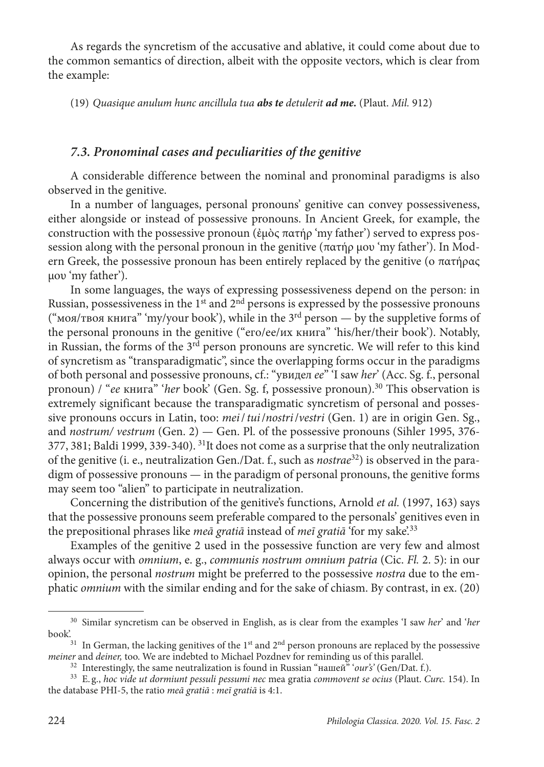As regards the syncretism of the accusative and ablative, it could come about due to the common semantics of direction, albeit with the opposite vectors, which is clear from the example:

(19) *Quasique anulum hunc ancillula tua **abs te** detulerit **ad me.*** (Plaut. *Mil.* 912)

### *7.3. Pronominal cases and peculiarities of the genitive*

A considerable difference between the nominal and pronominal paradigms is also observed in the genitive.

In a number of languages, personal pronouns' genitive can convey possessiveness, either alongside or instead of possessive pronouns. In Ancient Greek, for example, the construction with the possessive pronoun (ἐμὸς πατήρ 'my father') served to express possession along with the personal pronoun in the genitive (πατήρ μου 'my father'). In Modern Greek, the possessive pronoun has been entirely replaced by the genitive (ο πατήρας μου 'my father').

In some languages, the ways of expressing possessiveness depend on the person: in Russian, possessiveness in the 1st and 2nd persons is expressed by the possessive pronouns ("моя/твоя книга" 'my/your book'), while in the 3rd person — by the suppletive forms of the personal pronouns in the genitive ("его/ее/их книга" 'his/her/their book'). Notably, in Russian, the forms of the 3rd person pronouns are syncretic. We will refer to this kind of syncretism as "transparadigmatic", since the overlapping forms occur in the paradigms of both personal and possessive pronouns, cf.: "увидел *ее*" 'I saw *her*' (Acc. Sg. f., personal pronoun) / "*ее* книга" '*her* book' (Gen. Sg. f, possessive pronoun).[30] This observation is extremely significant because the transparadigmatic syncretism of personal and possessive pronouns occurs in Latin, too: *mei*/*tui*/*nostri*/*vestri* (Gen. 1) are in origin Gen. Sg., and *nostrum/ vestrum* (Gen. 2) — Gen. Pl. of the possessive pronouns (Sihler 1995, 376-377, 381; Baldi 1999, 339-340). [31]It does not come as a surprise that the only neutralization of the genitive (i. e., neutralization Gen./Dat. f., such as *nostrae*[32]) is observed in the paradigm of possessive pronouns — in the paradigm of personal pronouns, the genitive forms may seem too "alien" to participate in neutralization.

Concerning the distribution of the genitive's functions, Arnold *et al.* (1997, 163) says that the possessive pronouns seem preferable compared to the personals' genitives even in the prepositional phrases like *meā gratiā* instead of *meī gratiā* 'for my sake'.[33]

Examples of the genitive 2 used in the possessive function are very few and almost always occur with *omnium*, e. g., *communis nostrum omnium patria* (Cic. *Fl.* 2. 5): in our opinion, the personal *nostrum* might be preferred to the possessive *nostra* due to the emphatic *omnium* with the similar ending and for the sake of chiasm. By contrast, in ex. (20)

---

[30] Similar syncretism can be observed in English, as is clear from the examples 'I saw *her*' and '*her* book'.

[31] In German, the lacking genitives of the 1st and 2nd person pronouns are replaced by the possessive *meiner* and *deiner,* too. We are indebted to Michael Pozdnev for reminding us of this parallel.

[32] Interestingly, the same neutralization is found in Russian "нашей" '*our's*' (Gen/Dat. f.).

[33] E. g., *hoc vide ut dormiunt pessuli pessumi nec* mea gratia *commovent se ocius* (Plaut. *Curc.* 154). In the database PHI-5, the ratio *meā gratiā* : *meī gratiā* is 4:1.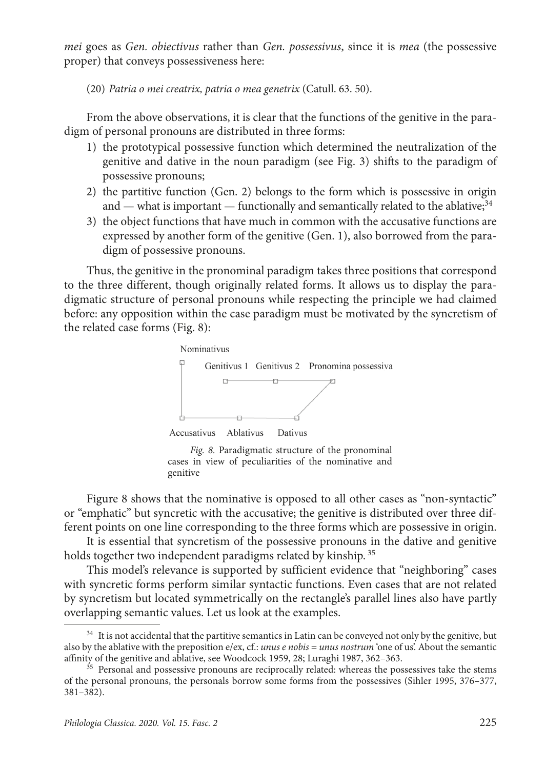*mei* goes as *Gen. obiectivus* rather than *Gen. possessivus*, since it is *mea* (the possessive proper) that conveys possessiveness here:

(20) *Patria o mei creatrix, patria o mea genetrix* (Catull. 63. 50).

From the above observations, it is clear that the functions of the genitive in the paradigm of personal pronouns are distributed in three forms:

1) the prototypical possessive function which determined the neutralization of the genitive and dative in the noun paradigm (see Fig. 3) shifts to the paradigm of possessive pronouns;
2) the partitive function (Gen. 2) belongs to the form which is possessive in origin and — what is important — functionally and semantically related to the ablative;[34]
3) the object functions that have much in common with the accusative functions are expressed by another form of the genitive (Gen. 1), also borrowed from the paradigm of possessive pronouns.

Thus, the genitive in the pronominal paradigm takes three positions that correspond to the three different, though originally related forms. It allows us to display the paradigmatic structure of personal pronouns while respecting the principle we had claimed before: any opposition within the case paradigm must be motivated by the syncretism of the related case forms (Fig. 8):

Nominativus

Genitivus 1 Genitivus 2 Pronomina possessiva

Accusativus Ablativus Dativus

*Fig. 8.* Paradigmatic structure of the pronominal cases in view of peculiarities of the nominative and genitive

Figure 8 shows that the nominative is opposed to all other cases as "non-syntactic" or "emphatic" but syncretic with the accusative; the genitive is distributed over three different points on one line corresponding to the three forms which are possessive in origin.

It is essential that syncretism of the possessive pronouns in the dative and genitive holds together two independent paradigms related by kinship.[35]

This model's relevance is supported by sufficient evidence that "neighboring" cases with syncretic forms perform similar syntactic functions. Even cases that are not related by syncretism but located symmetrically on the rectangle's parallel lines also have partly overlapping semantic values. Let us look at the examples.

---

[34] It is not accidental that the partitive semantics in Latin can be conveyed not only by the genitive, but also by the ablative with the preposition e/ex, cf.: *unus e nobis* = *unus nostrum* 'one of us'. About the semantic affinity of the genitive and ablative, see Woodcock 1959, 28; Luraghi 1987, 362–363.

[35] Personal and possessive pronouns are reciprocally related: whereas the possessives take the stems of the personal pronouns, the personals borrow some forms from the possessives (Sihler 1995, 376–377, 381–382).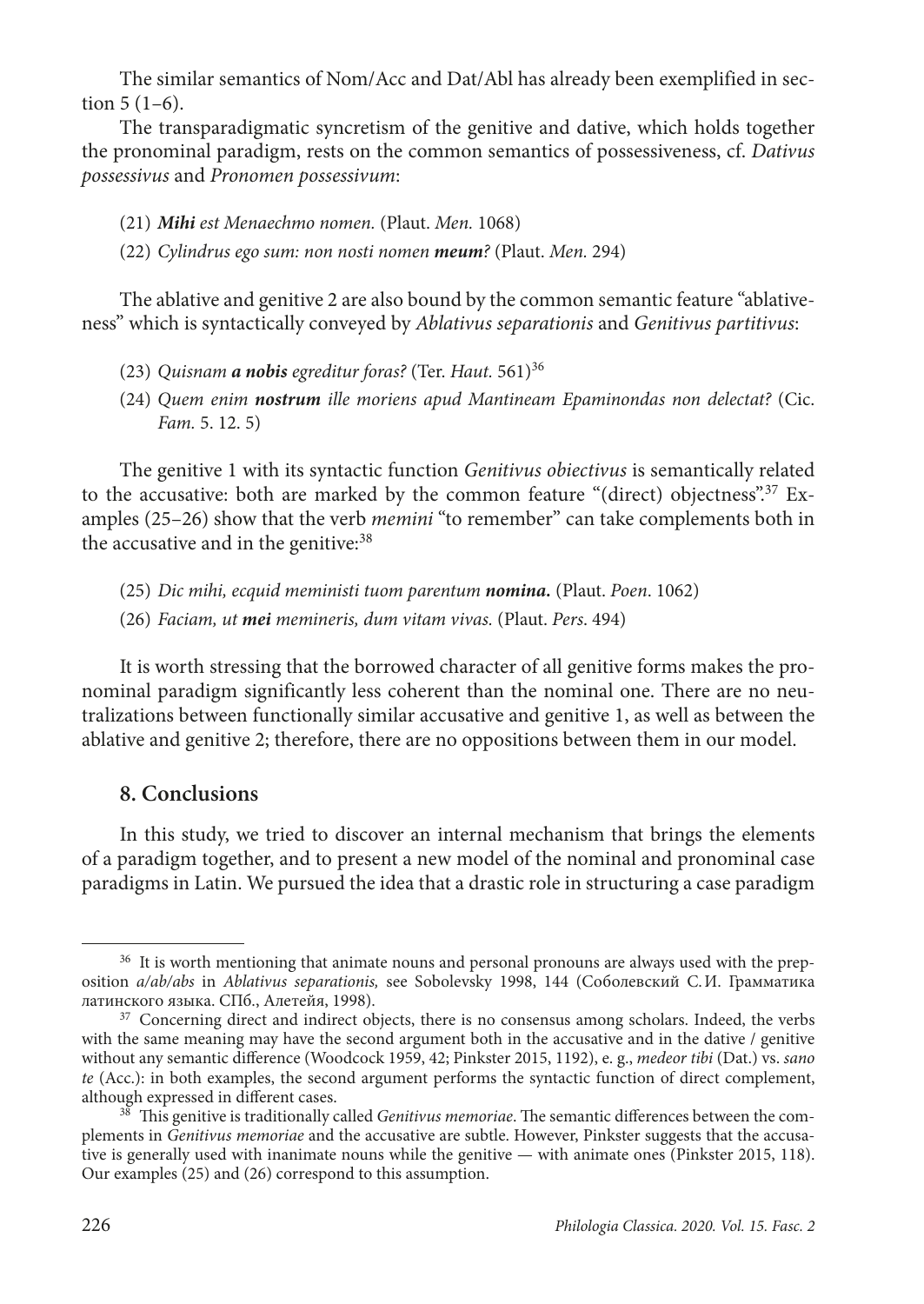The similar semantics of Nom/Acc and Dat/Abl has already been exemplified in section 5 (1–6).

The transparadigmatic syncretism of the genitive and dative, which holds together the pronominal paradigm, rests on the common semantics of possessiveness, cf. *Dativus possessivus* and *Pronomen possessivum*:

(21) ***Mihi*** *est Menaechmo nomen.* (Plaut. *Men.* 1068)

(22) *Cylindrus ego sum: non nosti nomen* ***meum****?* (Plaut. *Men.* 294)

The ablative and genitive 2 are also bound by the common semantic feature "ablativeness" which is syntactically conveyed by *Ablativus separationis* and *Genitivus partitivus*:

(23) *Quisnam* ***a nobis*** *egreditur foras?* (Ter. *Haut.* 561)[36]

(24) *Quem enim* ***nostrum*** *ille moriens apud Mantineam Epaminondas non delectat?* (Cic. *Fam.* 5. 12. 5)

The genitive 1 with its syntactic function *Genitivus obiectivus* is semantically related to the accusative: both are marked by the common feature "(direct) objectness".[37] Examples (25–26) show that the verb *memini* "to remember" can take complements both in the accusative and in the genitive:[38]

(25) *Dic mihi, ecquid meministi tuom parentum* ***nomina.*** (Plaut. *Poen.* 1062)

(26) *Faciam, ut* ***mei*** *memineris, dum vitam vivas.* (Plaut. *Pers.* 494)

It is worth stressing that the borrowed character of all genitive forms makes the pronominal paradigm significantly less coherent than the nominal one. There are no neutralizations between functionally similar accusative and genitive 1, as well as between the ablative and genitive 2; therefore, there are no oppositions between them in our model.

## 8. Conclusions

In this study, we tried to discover an internal mechanism that brings the elements of a paradigm together, and to present a new model of the nominal and pronominal case paradigms in Latin. We pursued the idea that a drastic role in structuring a case paradigm

---

[36] It is worth mentioning that animate nouns and personal pronouns are always used with the preposition *a/ab/abs* in *Ablativus separationis,* see Sobolevsky 1998, 144 (Соболевский С.И. Грамматика латинского языка. СПб., Алетейя, 1998).

[37] Concerning direct and indirect objects, there is no consensus among scholars. Indeed, the verbs with the same meaning may have the second argument both in the accusative and in the dative / genitive without any semantic difference (Woodcock 1959, 42; Pinkster 2015, 1192), e. g., *medeor tibi* (Dat.) vs. *sano te* (Acc.): in both examples, the second argument performs the syntactic function of direct complement, although expressed in different cases.

[38] This genitive is traditionally called *Genitivus memoriae*. The semantic differences between the complements in *Genitivus memoriae* and the accusative are subtle. However, Pinkster suggests that the accusative is generally used with inanimate nouns while the genitive — with animate ones (Pinkster 2015, 118). Our examples (25) and (26) correspond to this assumption.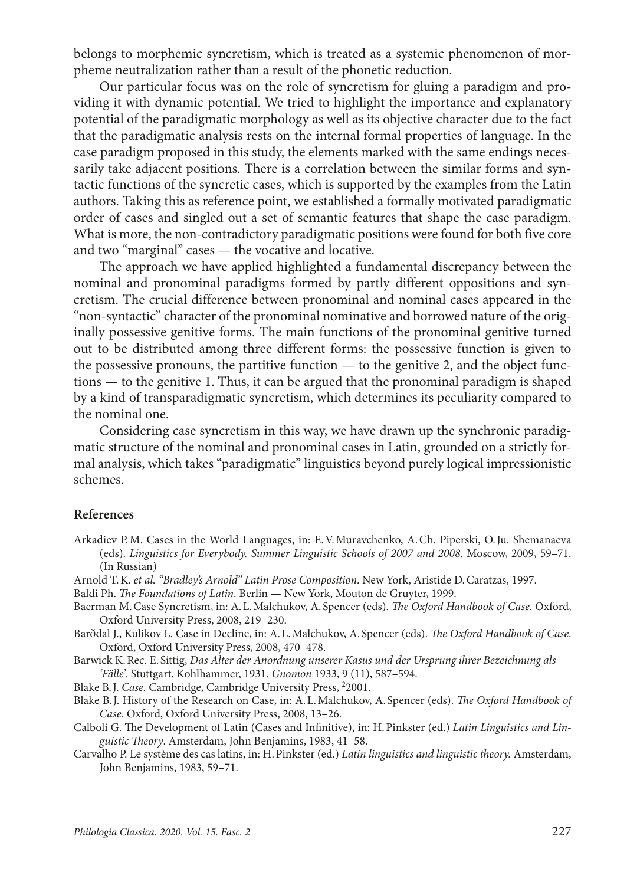belongs to morphemic syncretism, which is treated as a systemic phenomenon of morpheme neutralization rather than a result of the phonetic reduction.

Our particular focus was on the role of syncretism for gluing a paradigm and providing it with dynamic potential. We tried to highlight the importance and explanatory potential of the paradigmatic morphology as well as its objective character due to the fact that the paradigmatic analysis rests on the internal formal properties of language. In the case paradigm proposed in this study, the elements marked with the same endings necessarily take adjacent positions. There is a correlation between the similar forms and syntactic functions of the syncretic cases, which is supported by the examples from the Latin authors. Taking this as reference point, we established a formally motivated paradigmatic order of cases and singled out a set of semantic features that shape the case paradigm. What is more, the non-contradictory paradigmatic positions were found for both five core and two "marginal" cases — the vocative and locative.

The approach we have applied highlighted a fundamental discrepancy between the nominal and pronominal paradigms formed by partly different oppositions and syncretism. The crucial difference between pronominal and nominal cases appeared in the "non-syntactic" character of the pronominal nominative and borrowed nature of the originally possessive genitive forms. The main functions of the pronominal genitive turned out to be distributed among three different forms: the possessive function is given to the possessive pronouns, the partitive function — to the genitive 2, and the object functions — to the genitive 1. Thus, it can be argued that the pronominal paradigm is shaped by a kind of transparadigmatic syncretism, which determines its peculiarity compared to the nominal one.

Considering case syncretism in this way, we have drawn up the synchronic paradigmatic structure of the nominal and pronominal cases in Latin, grounded on a strictly formal analysis, which takes "paradigmatic" linguistics beyond purely logical impressionistic schemes.

## References

Arkadiev P.M. Cases in the World Languages, in: E.V. Muravchenko, A.Ch. Piperski, O.Ju. Shemanaeva (eds). *Linguistics for Everybody. Summer Linguistic Schools of 2007 and 2008*. Moscow, 2009, 59–71. (In Russian)

Arnold T.K. *et al. "Bradley's Arnold" Latin Prose Composition*. New York, Aristide D. Caratzas, 1997.

Baldi Ph. *The Foundations of Latin*. Berlin — New York, Mouton de Gruyter, 1999.

Baerman M. Case Syncretism, in: A.L. Malchukov, A. Spencer (eds). *The Oxford Handbook of Case*. Oxford, Oxford University Press, 2008, 219–230.

Barðdal J., Kulikov L. Case in Decline, in: A.L. Malchukov, A. Spencer (eds). *The Oxford Handbook of Case*. Oxford, Oxford University Press, 2008, 470–478.

Barwick K. Rec. E. Sittig, *Das Alter der Anordnung unserer Kasus und der Ursprung ihrer Bezeichnung als 'Fälle'*. Stuttgart, Kohlhammer, 1931. *Gnomon* 1933, 9 (11), 587–594.

Blake B.J. *Case*. Cambridge, Cambridge University Press, [2]2001.

Blake B.J. History of the Research on Case, in: A.L. Malchukov, A. Spencer (eds). *The Oxford Handbook of Case*. Oxford, Oxford University Press, 2008, 13–26.

Calboli G. The Development of Latin (Cases and Infinitive), in: H. Pinkster (ed.) *Latin Linguistics and Linguistic Theory*. Amsterdam, John Benjamins, 1983, 41–58.

Carvalho P. Le système des cas latins, in: H. Pinkster (ed.) *Latin linguistics and linguistic theory*. Amsterdam, John Benjamins, 1983, 59–71.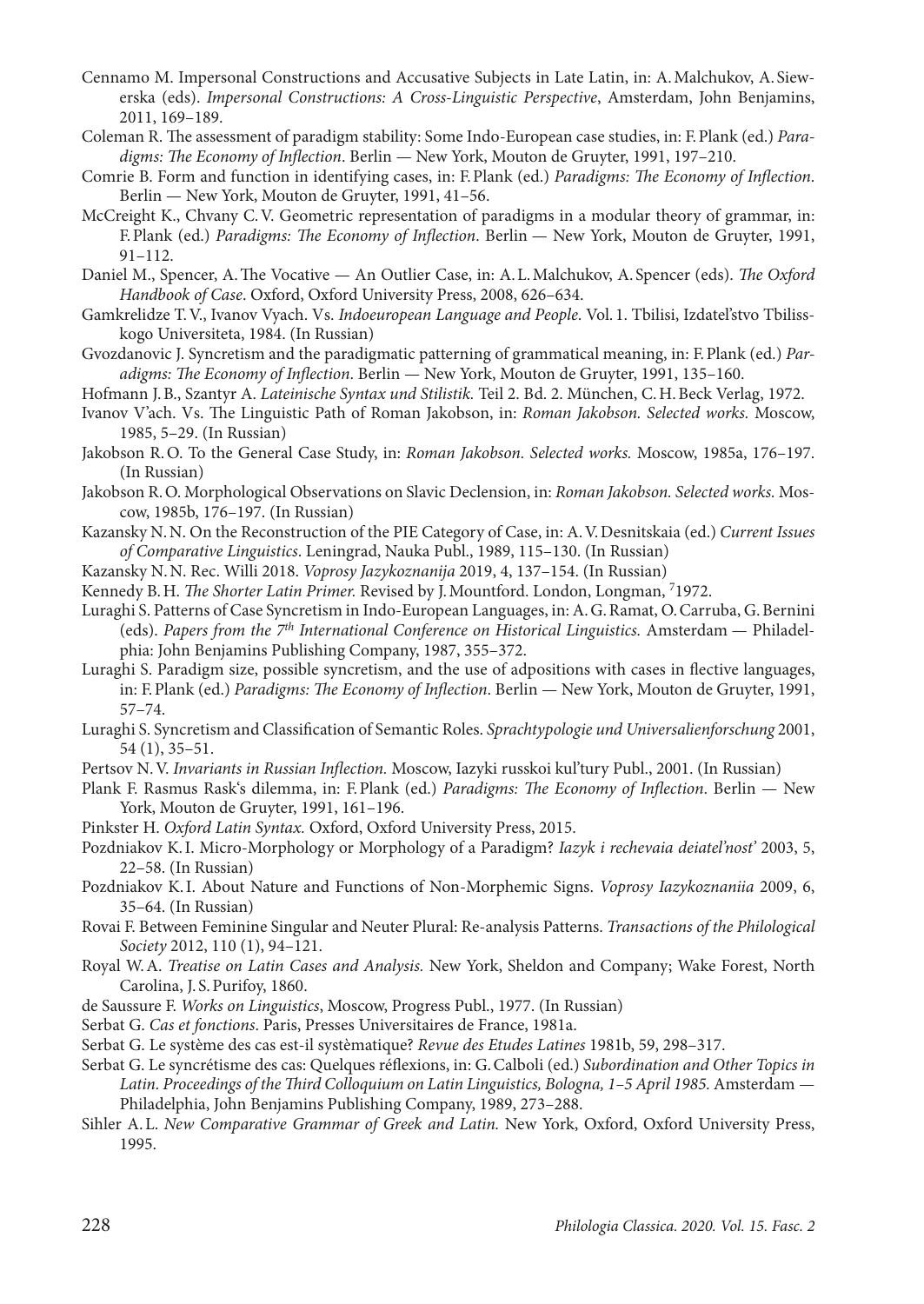Cennamo M. Impersonal Constructions and Accusative Subjects in Late Latin, in: A. Malchukov, A. Siewerska (eds). *Impersonal Constructions: A Cross-Linguistic Perspective*, Amsterdam, John Benjamins, 2011, 169–189.

Coleman R. The assessment of paradigm stability: Some Indo-European case studies, in: F. Plank (ed.) *Paradigms: The Economy of Inflection*. Berlin — New York, Mouton de Gruyter, 1991, 197–210.

Comrie B. Form and function in identifying cases, in: F. Plank (ed.) *Paradigms: The Economy of Inflection*. Berlin — New York, Mouton de Gruyter, 1991, 41–56.

McCreight K., Chvany C. V. Geometric representation of paradigms in a modular theory of grammar, in: F. Plank (ed.) *Paradigms: The Economy of Inflection*. Berlin — New York, Mouton de Gruyter, 1991, 91–112.

Daniel M., Spencer, A. The Vocative — An Outlier Case, in: A. L. Malchukov, A. Spencer (eds). *The Oxford Handbook of Case*. Oxford, Oxford University Press, 2008, 626–634.

Gamkrelidze T. V., Ivanov Vyach. Vs. *Indoeuropean Language and People*. Vol. 1. Tbilisi, Izdatel'stvo Tbilisskogo Universiteta, 1984. (In Russian)

Gvozdanovic J. Syncretism and the paradigmatic patterning of grammatical meaning, in: F. Plank (ed.) *Paradigms: The Economy of Inflection*. Berlin — New York, Mouton de Gruyter, 1991, 135–160.

Hofmann J. B., Szantyr A. *Lateinische Syntax und Stilistik.* Teil 2. Bd. 2. München, C. H. Beck Verlag, 1972.

Ivanov V'ach. Vs. The Linguistic Path of Roman Jakobson, in: *Roman Jakobson. Selected works.* Moscow, 1985, 5–29. (In Russian)

Jakobson R. O. To the General Case Study, in: *Roman Jakobson. Selected works.* Moscow, 1985a, 176–197. (In Russian)

Jakobson R. O. Morphological Observations on Slavic Declension, in: *Roman Jakobson. Selected works.* Moscow, 1985b, 176–197. (In Russian)

Kazansky N. N. On the Reconstruction of the PIE Category of Case, in: A. V. Desnitskaia (ed.) *Current Issues of Comparative Linguistics*. Leningrad, Nauka Publ., 1989, 115–130. (In Russian)

Kazansky N. N. Rec. Willi 2018. *Voprosy Jazykoznanija* 2019, 4, 137–154. (In Russian)

Kennedy B. H. *The Shorter Latin Primer.* Revised by J. Mountford. London, Longman, [7]1972.

Luraghi S. Patterns of Case Syncretism in Indo-European Languages, in: A. G. Ramat, O. Carruba, G. Bernini (eds). *Papers from the 7th International Conference on Historical Linguistics.* Amsterdam — Philadelphia: John Benjamins Publishing Company, 1987, 355–372.

Luraghi S. Paradigm size, possible syncretism, and the use of adpositions with cases in flective languages, in: F. Plank (ed.) *Paradigms: The Economy of Inflection*. Berlin — New York, Mouton de Gruyter, 1991, 57–74.

Luraghi S. Syncretism and Classification of Semantic Roles. *Sprachtypologie und Universalienforschung* 2001, 54 (1), 35–51.

Pertsov N. V. *Invariants in Russian Inflection.* Moscow, Iazyki russkoi kul'tury Publ., 2001. (In Russian)

Plank F. Rasmus Rask's dilemma, in: F. Plank (ed.) *Paradigms: The Economy of Inflection*. Berlin — New York, Mouton de Gruyter, 1991, 161–196.

Pinkster H. *Oxford Latin Syntax.* Oxford, Oxford University Press, 2015.

Pozdniakov K. I. Micro-Morphology or Morphology of a Paradigm? *Iazyk i rechevaia deiatel'nost'* 2003, 5, 22–58. (In Russian)

Pozdniakov K. I. About Nature and Functions of Non-Morphemic Signs. *Voprosy Iazykoznaniia* 2009, 6, 35–64. (In Russian)

Rovai F. Between Feminine Singular and Neuter Plural: Re-analysis Patterns. *Transactions of the Philological Society* 2012, 110 (1), 94–121.

Royal W. A. *Treatise on Latin Cases and Analysis.* New York, Sheldon and Company; Wake Forest, North Carolina, J. S. Purifoy, 1860.

de Saussure F. *Works on Linguistics*, Moscow, Progress Publ., 1977. (In Russian)

Serbat G. *Cas et fonctions*. Paris, Presses Universitaires de France, 1981a.

Serbat G. Le système des cas est-il systèmatique? *Revue des Etudes Latines* 1981b, 59, 298–317.

Serbat G. Le syncrétisme des cas: Quelques réflexions, in: G. Calboli (ed.) *Subordination and Other Topics in Latin. Proceedings of the Third Colloquium on Latin Linguistics, Bologna, 1–5 April 1985.* Amsterdam — Philadelphia, John Benjamins Publishing Company, 1989, 273–288.

Sihler A. L. *New Comparative Grammar of Greek and Latin.* New York, Oxford, Oxford University Press, 1995.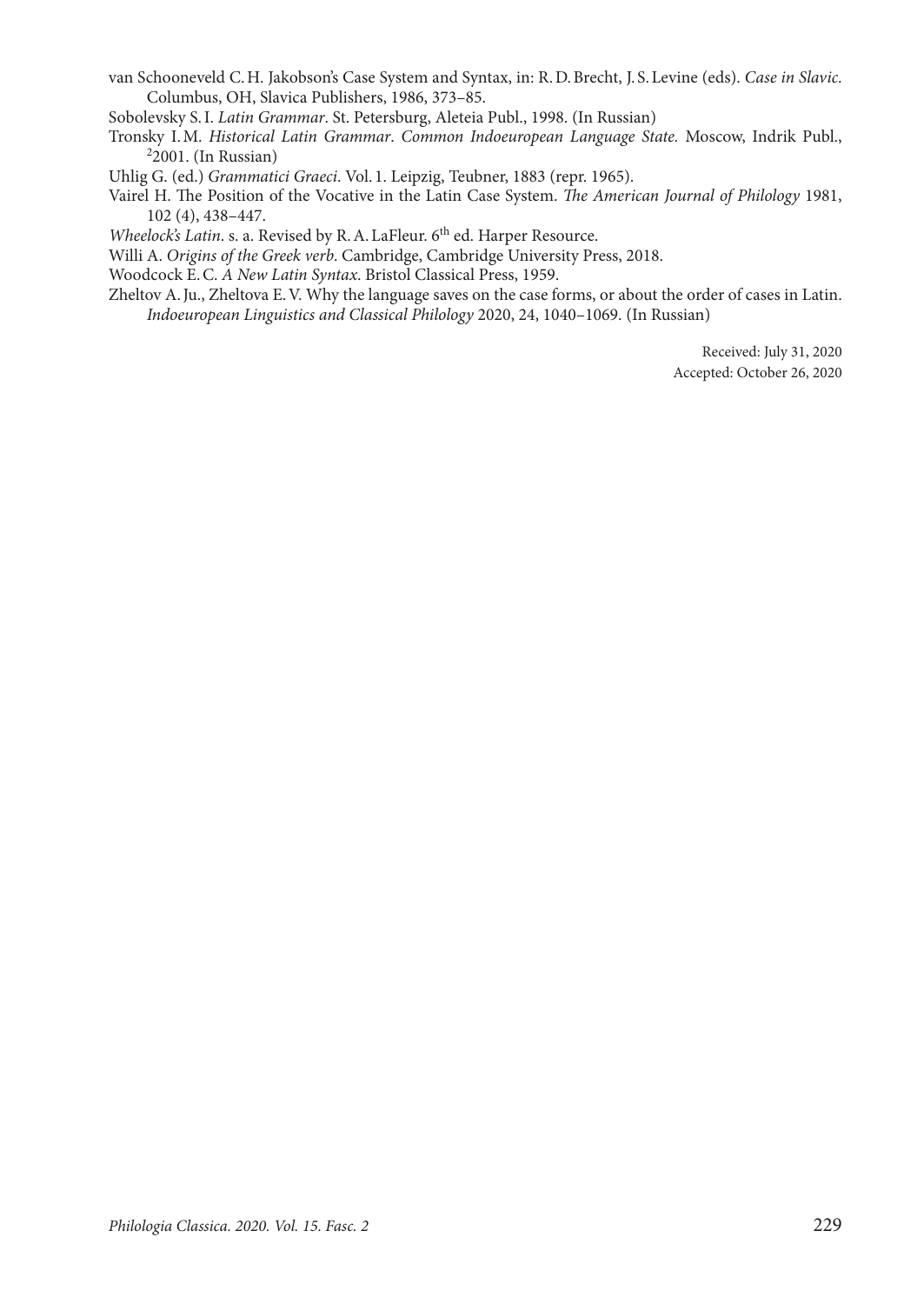van Schooneveld C. H. Jakobson's Case System and Syntax, in: R. D. Brecht, J. S. Levine (eds). *Case in Slavic*. Columbus, OH, Slavica Publishers, 1986, 373–85.

Sobolevsky S. I. *Latin Grammar*. St. Petersburg, Aleteia Publ., 1998. (In Russian)

Tronsky I. M. *Historical Latin Grammar*. *Common Indoeuropean Language State.* Moscow, Indrik Publ., [2]2001. (In Russian)

Uhlig G. (ed.) *Grammatici Graeci*. Vol. 1. Leipzig, Teubner, 1883 (repr. 1965).

Vairel H. The Position of the Vocative in the Latin Case System. *The American Journal of Philology* 1981, 102 (4), 438–447.

*Wheelock's Latin*. s. a. Revised by R. A. LaFleur. 6th ed. Harper Resource.

Willi A. *Origins of the Greek verb*. Cambridge, Cambridge University Press, 2018.

Woodcock E. C. *A New Latin Syntax*. Bristol Classical Press, 1959.

Zheltov A. Ju., Zheltova E. V. Why the language saves on the case forms, or about the order of cases in Latin. *Indoeuropean Linguistics and Classical Philology* 2020, 24, 1040–1069. (In Russian)

Received: July 31, 2020
Accepted: October 26, 2020